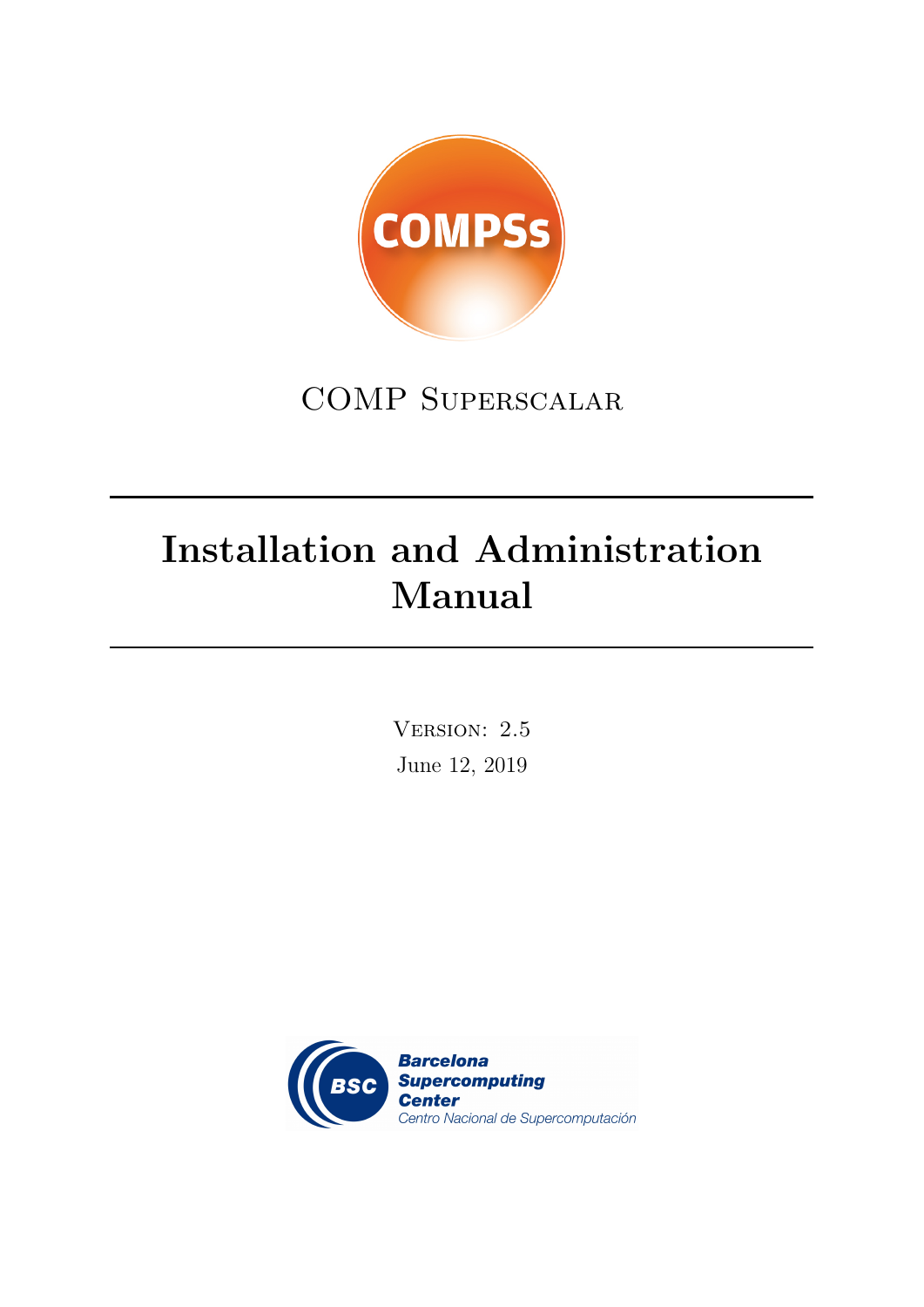COMPSs

COMP Superscalar

# Installation and Administration Manual

Version: 2.5

June 12, 2019

Barcelona Supercomputing Center

Centro Nacional de Supercomputación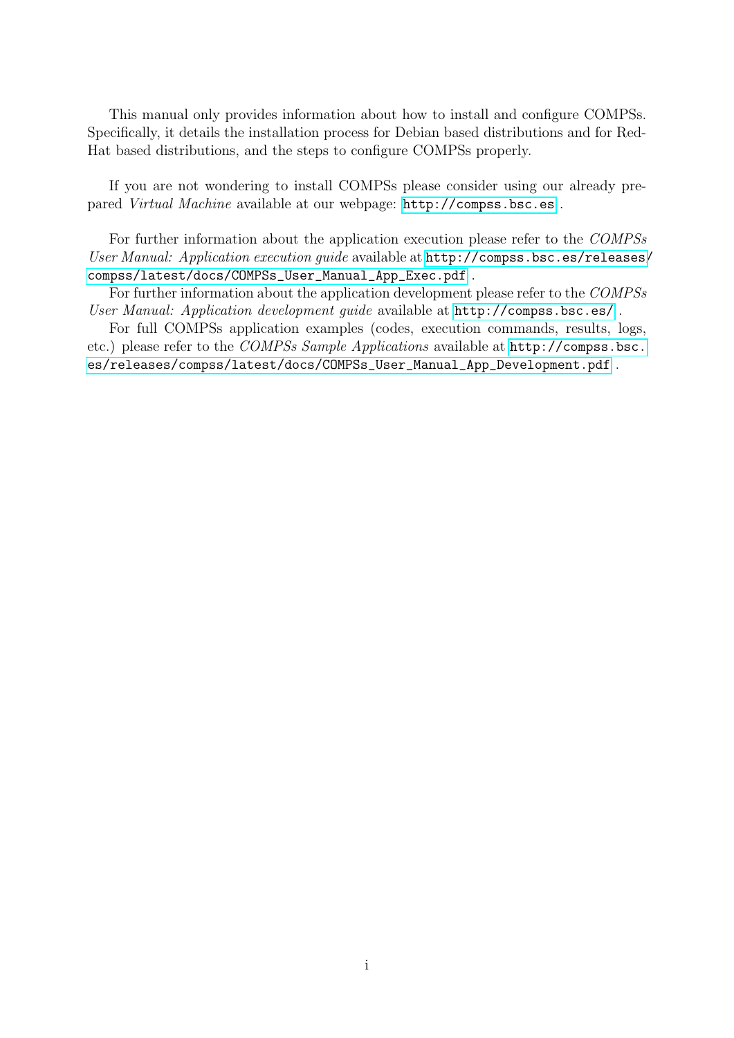This manual only provides information about how to install and configure COMPSs. Specifically, it details the installation process for Debian based distributions and for Red-Hat based distributions, and the steps to configure COMPSs properly.

If you are not wondering to install COMPSs please consider using our already prepared *Virtual Machine* available at our webpage: `http://compss.bsc.es` .

For further information about the application execution please refer to the *COMPSs User Manual: Application execution guide* available at `http://compss.bsc.es/releases/compss/latest/docs/COMPSs_User_Manual_App_Exec.pdf` .

For further information about the application development please refer to the *COMPSs User Manual: Application development guide* available at `http://compss.bsc.es/` .

For full COMPSs application examples (codes, execution commands, results, logs, etc.) please refer to the *COMPSs Sample Applications* available at `http://compss.bsc.es/releases/compss/latest/docs/COMPSs_User_Manual_App_Development.pdf` .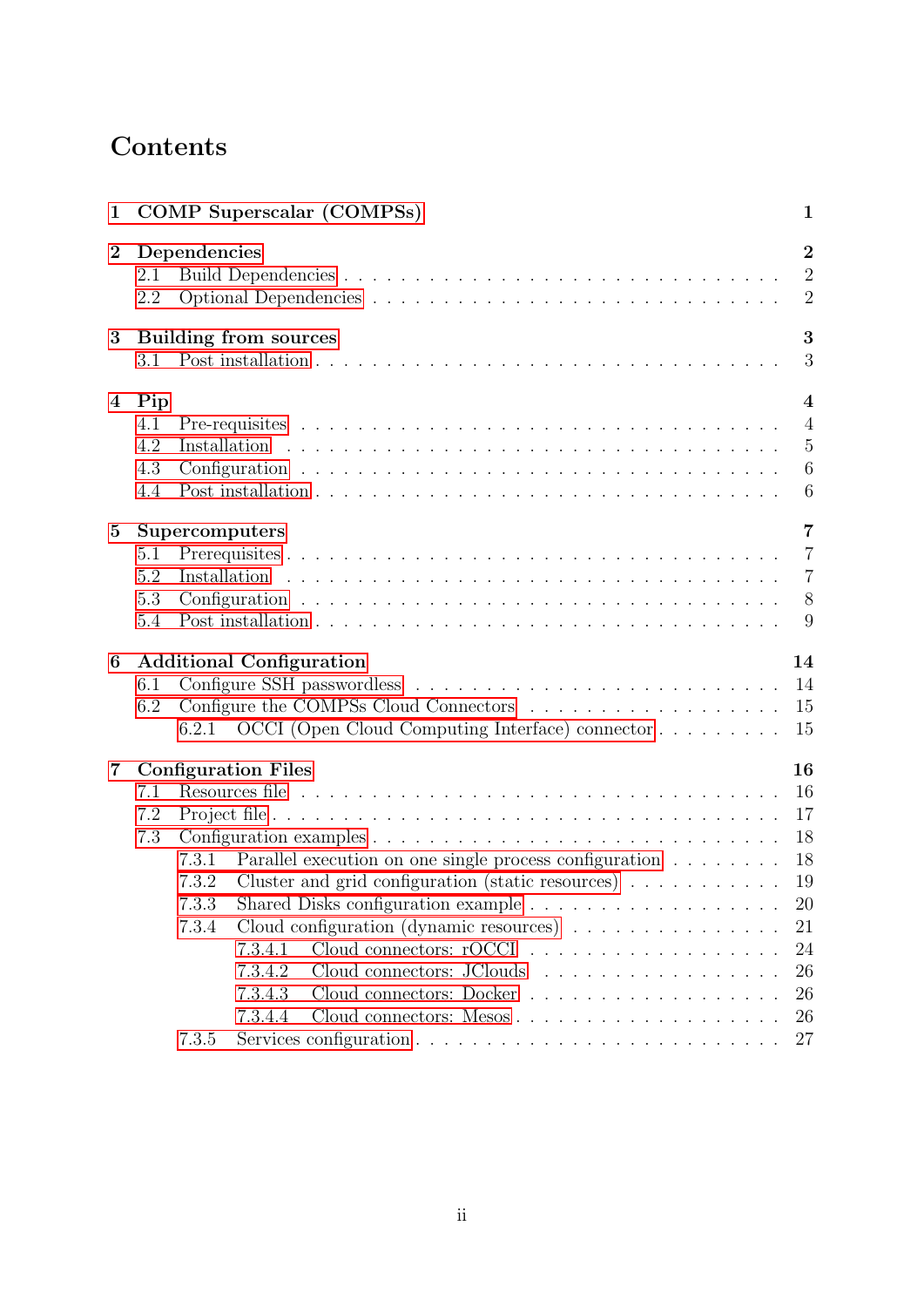# Contents

- **1 COMP Superscalar (COMPSs)** — **1**
- **2 Dependencies** — **2**
  - 2.1 Build Dependencies — 2
  - 2.2 Optional Dependencies — 2
- **3 Building from sources** — **3**
  - 3.1 Post installation — 3
- **4 Pip** — **4**
  - 4.1 Pre-requisites — 4
  - 4.2 Installation — 5
  - 4.3 Configuration — 6
  - 4.4 Post installation — 6
- **5 Supercomputers** — **7**
  - 5.1 Prerequisites — 7
  - 5.2 Installation — 7
  - 5.3 Configuration — 8
  - 5.4 Post installation — 9
- **6 Additional Configuration** — **14**
  - 6.1 Configure SSH passwordless — 14
  - 6.2 Configure the COMPSs Cloud Connectors — 15
    - 6.2.1 OCCI (Open Cloud Computing Interface) connector — 15
- **7 Configuration Files** — **16**
  - 7.1 Resources file — 16
  - 7.2 Project file — 17
  - 7.3 Configuration examples — 18
    - 7.3.1 Parallel execution on one single process configuration — 18
    - 7.3.2 Cluster and grid configuration (static resources) — 19
    - 7.3.3 Shared Disks configuration example — 20
    - 7.3.4 Cloud configuration (dynamic resources) — 21
      - 7.3.4.1 Cloud connectors: rOCCI — 24
      - 7.3.4.2 Cloud connectors: JClouds — 26
      - 7.3.4.3 Cloud connectors: Docker — 26
      - 7.3.4.4 Cloud connectors: Mesos — 26
    - 7.3.5 Services configuration — 27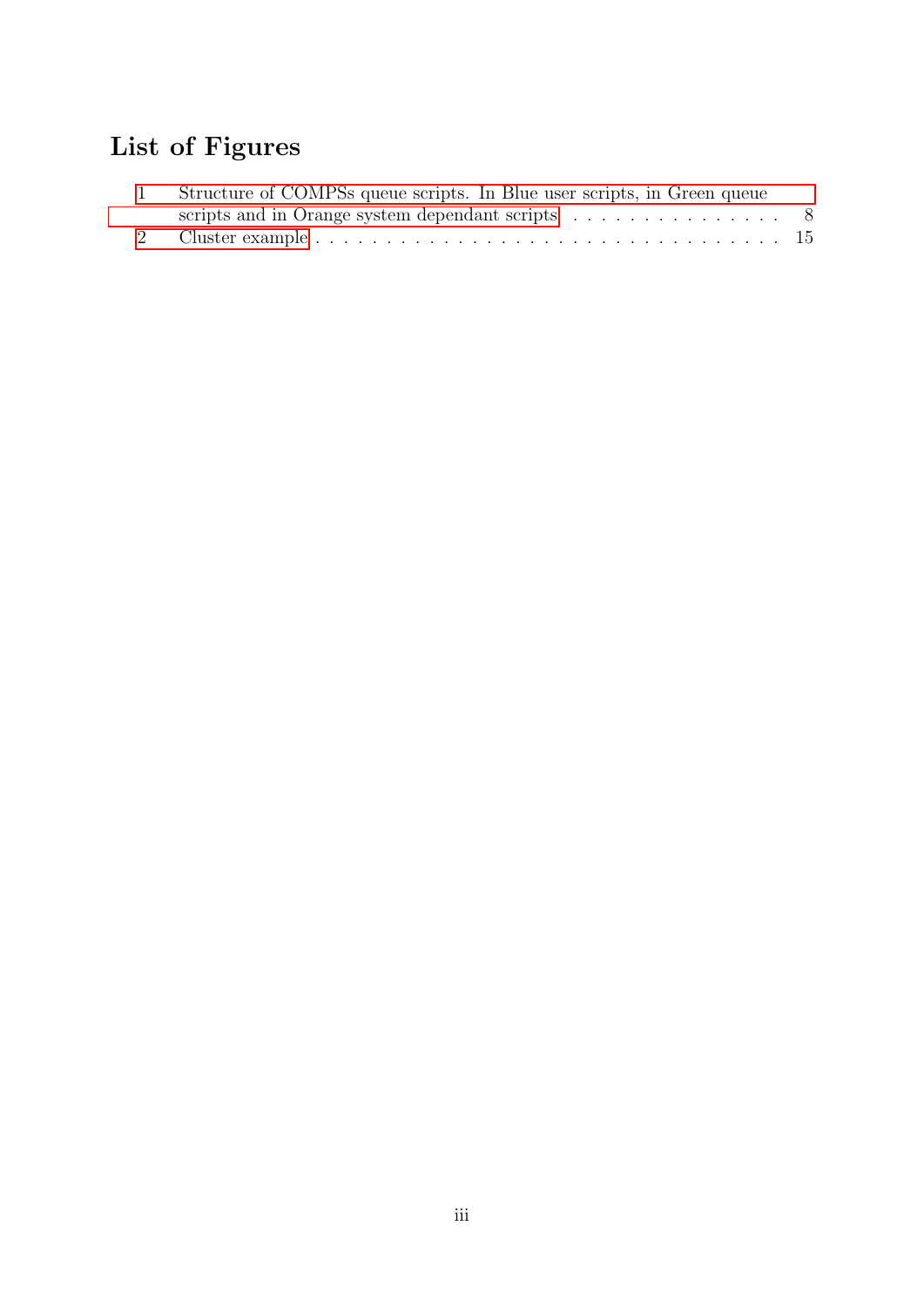# List of Figures

1 Structure of COMPSs queue scripts. In Blue user scripts, in Green queue scripts and in Orange system dependant scripts . . . . . . . . . . . . . . . . 8

2 Cluster example . . . . . . . . . . . . . . . . . . . . . . . . . . . . . . . . . 15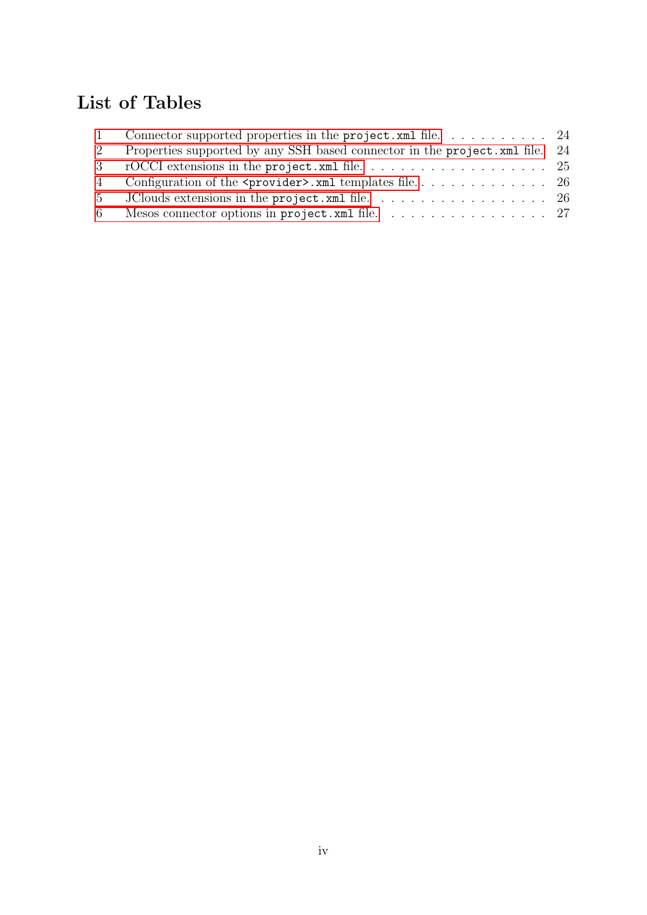# List of Tables

1 Connector supported properties in the `project.xml` file. . . . . . . . . . . 24
2 Properties supported by any SSH based connector in the `project.xml` file. 24
3 rOCCI extensions in the `project.xml` file. . . . . . . . . . . . . . . . . . . 25
4 Configuration of the `<provider>.xml` templates file. . . . . . . . . . . . . 26
5 JClouds extensions in the `project.xml` file. . . . . . . . . . . . . . . . . . 26
6 Mesos connector options in `project.xml` file. . . . . . . . . . . . . . . . . 27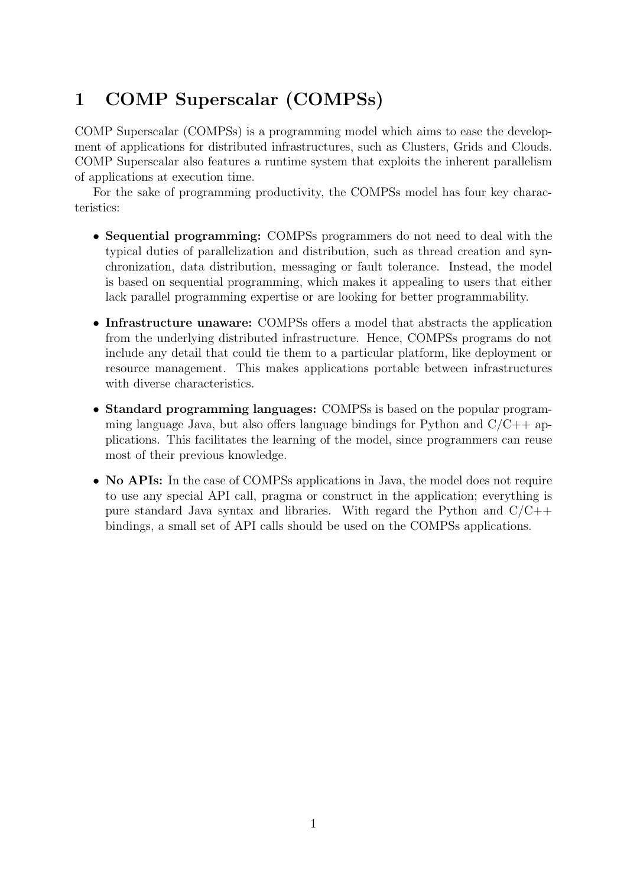# 1 COMP Superscalar (COMPSs)

COMP Superscalar (COMPSs) is a programming model which aims to ease the development of applications for distributed infrastructures, such as Clusters, Grids and Clouds. COMP Superscalar also features a runtime system that exploits the inherent parallelism of applications at execution time.

For the sake of programming productivity, the COMPSs model has four key characteristics:

- **Sequential programming:** COMPSs programmers do not need to deal with the typical duties of parallelization and distribution, such as thread creation and synchronization, data distribution, messaging or fault tolerance. Instead, the model is based on sequential programming, which makes it appealing to users that either lack parallel programming expertise or are looking for better programmability.
- **Infrastructure unaware:** COMPSs offers a model that abstracts the application from the underlying distributed infrastructure. Hence, COMPSs programs do not include any detail that could tie them to a particular platform, like deployment or resource management. This makes applications portable between infrastructures with diverse characteristics.
- **Standard programming languages:** COMPSs is based on the popular programming language Java, but also offers language bindings for Python and C/C++ applications. This facilitates the learning of the model, since programmers can reuse most of their previous knowledge.
- **No APIs:** In the case of COMPSs applications in Java, the model does not require to use any special API call, pragma or construct in the application; everything is pure standard Java syntax and libraries. With regard the Python and C/C++ bindings, a small set of API calls should be used on the COMPSs applications.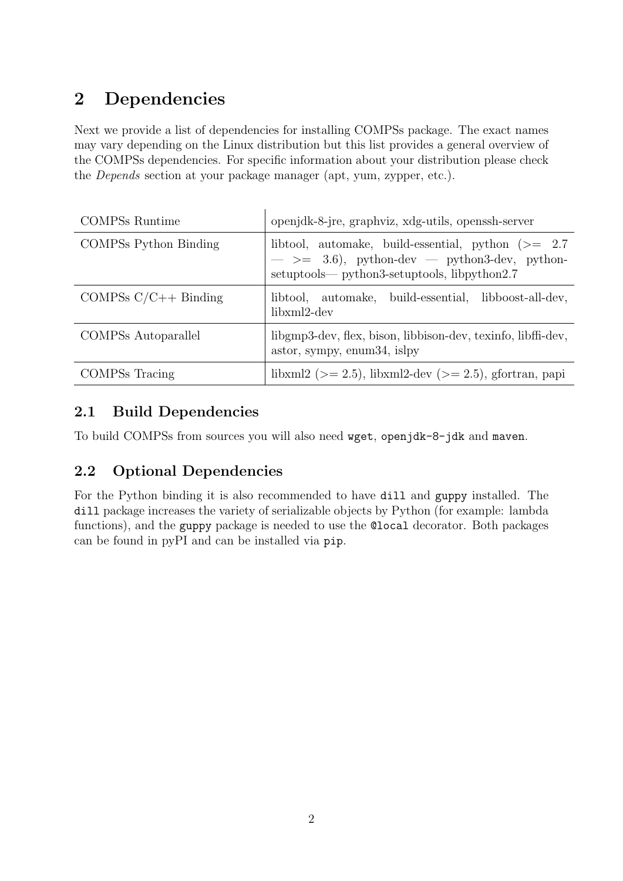# 2 Dependencies

Next we provide a list of dependencies for installing COMPSs package. The exact names may vary depending on the Linux distribution but this list provides a general overview of the COMPSs dependencies. For specific information about your distribution please check the *Depends* section at your package manager (apt, yum, zypper, etc.).

| | |
|---|---|
| COMPSs Runtime | openjdk-8-jre, graphviz, xdg-utils, openssh-server |
| COMPSs Python Binding | libtool, automake, build-essential, python (>= 2.7 — >= 3.6), python-dev — python3-dev, python-setuptools— python3-setuptools, libpython2.7 |
| COMPSs C/C++ Binding | libtool, automake, build-essential, libboost-all-dev, libxml2-dev |
| COMPSs Autoparallel | libgmp3-dev, flex, bison, libbison-dev, texinfo, libffi-dev, astor, sympy, enum34, islpy |
| COMPSs Tracing | libxml2 (>= 2.5), libxml2-dev (>= 2.5), gfortran, papi |

## 2.1 Build Dependencies

To build COMPSs from sources you will also need `wget`, `openjdk-8-jdk` and `maven`.

## 2.2 Optional Dependencies

For the Python binding it is also recommended to have `dill` and `guppy` installed. The `dill` package increases the variety of serializable objects by Python (for example: lambda functions), and the `guppy` package is needed to use the `@local` decorator. Both packages can be found in pyPI and can be installed via `pip`.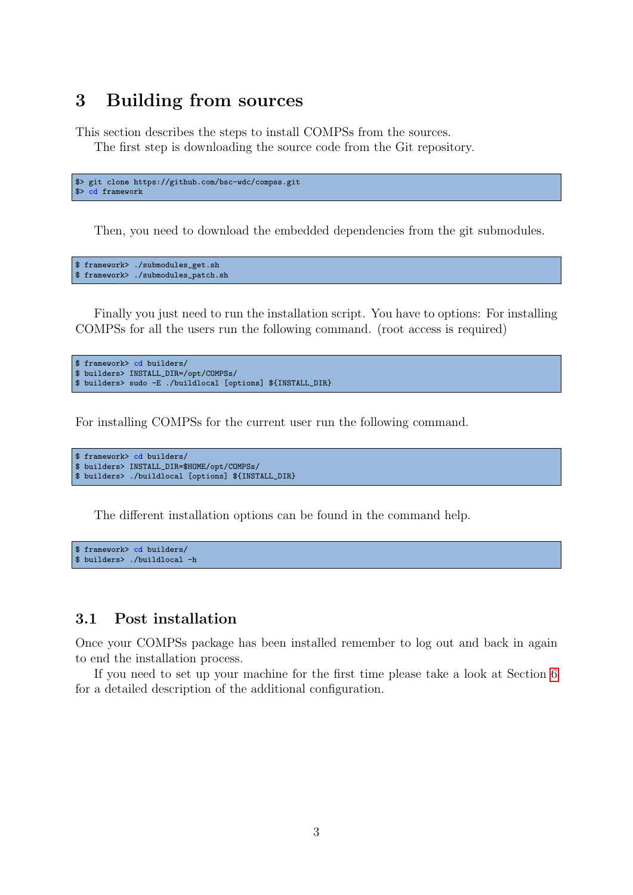# 3 Building from sources

This section describes the steps to install COMPSs from the sources.

The first step is downloading the source code from the Git repository.

```
$> git clone https://github.com/bsc-wdc/compss.git
$> cd framework
```

Then, you need to download the embedded dependencies from the git submodules.

```
$ framework> ./submodules_get.sh
$ framework> ./submodules_patch.sh
```

Finally you just need to run the installation script. You have to options: For installing COMPSs for all the users run the following command. (root access is required)

```
$ framework> cd builders/
$ builders> INSTALL_DIR=/opt/COMPSs/
$ builders> sudo -E ./buildlocal [options] ${INSTALL_DIR}
```

For installing COMPSs for the current user run the following command.

```
$ framework> cd builders/
$ builders> INSTALL_DIR=$HOME/opt/COMPSs/
$ builders> ./buildlocal [options] ${INSTALL_DIR}
```

The different installation options can be found in the command help.

```
$ framework> cd builders/
$ builders> ./buildlocal -h
```

## 3.1 Post installation

Once your COMPSs package has been installed remember to log out and back in again to end the installation process.

If you need to set up your machine for the first time please take a look at Section 6 for a detailed description of the additional configuration.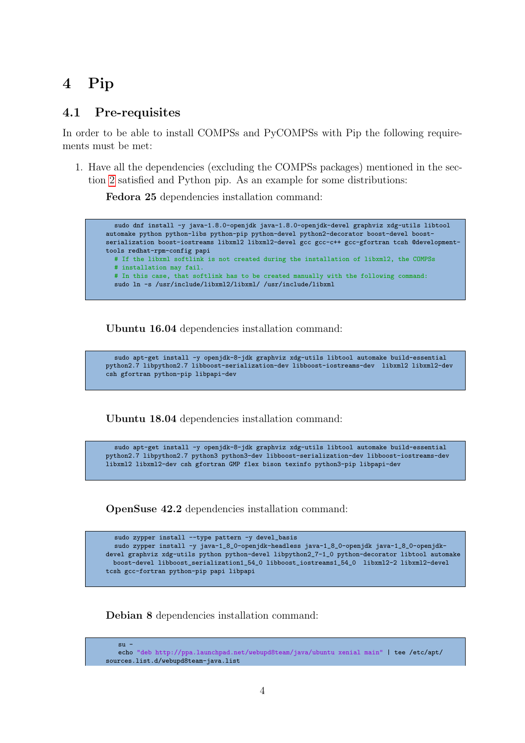# 4 Pip

## 4.1 Pre-requisites

In order to be able to install COMPSs and PyCOMPSs with Pip the following requirements must be met:

1. Have all the dependencies (excluding the COMPSs packages) mentioned in the section 2 satisfied and Python pip. As an example for some distributions:

   **Fedora 25** dependencies installation command:

```
  sudo dnf install -y java-1.8.0-openjdk java-1.8.0-openjdk-devel graphviz xdg-utils libtool
automake python python-libs python-pip python-devel python2-decorator boost-devel boost-
serialization boost-iostreams libxml2 libxml2-devel gcc gcc-c++ gcc-gfortran tcsh @development-
tools redhat-rpm-config papi
  # If the libxml softlink is not created during the installation of libxml2, the COMPSs
  # installation may fail.
  # In this case, that softlink has to be created manually with the following command:
  sudo ln -s /usr/include/libxml2/libxml/ /usr/include/libxml
```

   **Ubuntu 16.04** dependencies installation command:

```
  sudo apt-get install -y openjdk-8-jdk graphviz xdg-utils libtool automake build-essential
python2.7 libpython2.7 libboost-serialization-dev libboost-iostreams-dev  libxml2 libxml2-dev
csh gfortran python-pip libpapi-dev
```

   **Ubuntu 18.04** dependencies installation command:

```
  sudo apt-get install -y openjdk-8-jdk graphviz xdg-utils libtool automake build-essential
python2.7 libpython2.7 python3 python3-dev libboost-serialization-dev libboost-iostreams-dev
libxml2 libxml2-dev csh gfortran GMP flex bison texinfo python3-pip libpapi-dev
```

   **OpenSuse 42.2** dependencies installation command:

```
  sudo zypper install --type pattern -y devel_basis
  sudo zypper install -y java-1_8_0-openjdk-headless java-1_8_0-openjdk java-1_8_0-openjdk-
devel graphviz xdg-utils python python-devel libpython2_7-1_0 python-decorator libtool automake
  boost-devel libboost_serialization1_54_0 libboost_iostreams1_54_0  libxml2-2 libxml2-devel
tcsh gcc-fortran python-pip papi libpapi
```

   **Debian 8** dependencies installation command:

```
   su -
   echo "deb http://ppa.launchpad.net/webupd8team/java/ubuntu xenial main" | tee /etc/apt/
sources.list.d/webupd8team-java.list
```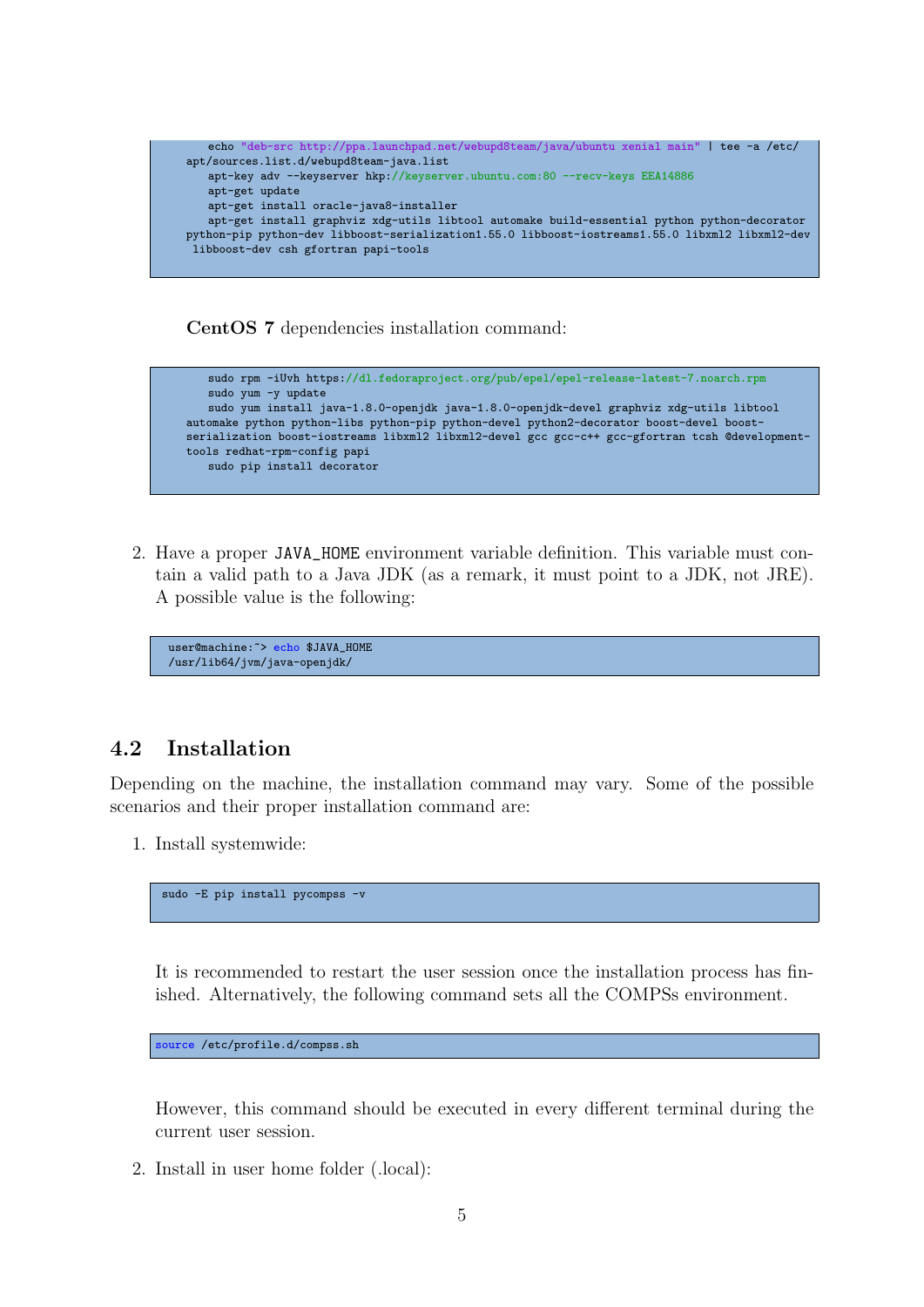```
    echo "deb-src http://ppa.launchpad.net/webupd8team/java/ubuntu xenial main" | tee -a /etc/
apt/sources.list.d/webupd8team-java.list
    apt-key adv --keyserver hkp://keyserver.ubuntu.com:80 --recv-keys EEA14886
    apt-get update
    apt-get install oracle-java8-installer
    apt-get install graphviz xdg-utils libtool automake build-essential python python-decorator
python-pip python-dev libboost-serialization1.55.0 libboost-iostreams1.55.0 libxml2 libxml2-dev
 libboost-dev csh gfortran papi-tools
```

**CentOS 7** dependencies installation command:

```
    sudo rpm -iUvh https://dl.fedoraproject.org/pub/epel/epel-release-latest-7.noarch.rpm
    sudo yum -y update
    sudo yum install java-1.8.0-openjdk java-1.8.0-openjdk-devel graphviz xdg-utils libtool
automake python python-libs python-pip python-devel python2-decorator boost-devel boost-
serialization boost-iostreams libxml2 libxml2-devel gcc gcc-c++ gcc-gfortran tcsh @development-
tools redhat-rpm-config papi
    sudo pip install decorator
```

2. Have a proper `JAVA_HOME` environment variable definition. This variable must contain a valid path to a Java JDK (as a remark, it must point to a JDK, not JRE). A possible value is the following:

```
user@machine:~> echo $JAVA_HOME
/usr/lib64/jvm/java-openjdk/
```

## 4.2 Installation

Depending on the machine, the installation command may vary. Some of the possible scenarios and their proper installation command are:

1. Install systemwide:

```
sudo -E pip install pycompss -v
```

It is recommended to restart the user session once the installation process has finished. Alternatively, the following command sets all the COMPSs environment.

```
source /etc/profile.d/compss.sh
```

However, this command should be executed in every different terminal during the current user session.

2. Install in user home folder (.local):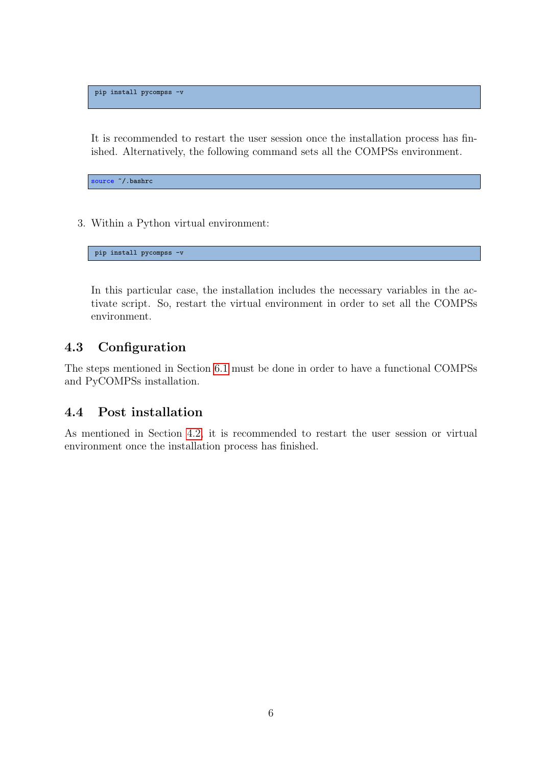```
pip install pycompss -v
```

It is recommended to restart the user session once the installation process has finished. Alternatively, the following command sets all the COMPSs environment.

```
source ~/.bashrc
```

3. Within a Python virtual environment:

```
pip install pycompss -v
```

In this particular case, the installation includes the necessary variables in the activate script. So, restart the virtual environment in order to set all the COMPSs environment.

## 4.3 Configuration

The steps mentioned in Section 6.1 must be done in order to have a functional COMPSs and PyCOMPSs installation.

## 4.4 Post installation

As mentioned in Section 4.2, it is recommended to restart the user session or virtual environment once the installation process has finished.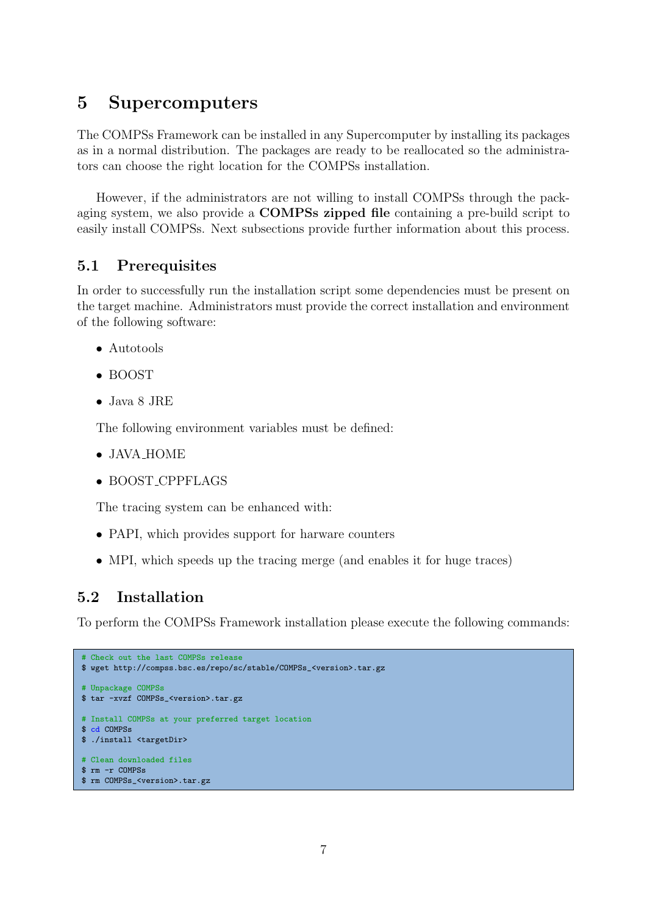# 5 Supercomputers

The COMPSs Framework can be installed in any Supercomputer by installing its packages as in a normal distribution. The packages are ready to be reallocated so the administrators can choose the right location for the COMPSs installation.

However, if the administrators are not willing to install COMPSs through the packaging system, we also provide a **COMPSs zipped file** containing a pre-build script to easily install COMPSs. Next subsections provide further information about this process.

## 5.1 Prerequisites

In order to successfully run the installation script some dependencies must be present on the target machine. Administrators must provide the correct installation and environment of the following software:

- Autotools
- BOOST
- Java 8 JRE

The following environment variables must be defined:

- JAVA_HOME
- BOOST_CPPFLAGS

The tracing system can be enhanced with:

- PAPI, which provides support for harware counters
- MPI, which speeds up the tracing merge (and enables it for huge traces)

## 5.2 Installation

To perform the COMPSs Framework installation please execute the following commands:

```
# Check out the last COMPSs release
$ wget http://compss.bsc.es/repo/sc/stable/COMPSs_<version>.tar.gz

# Unpackage COMPSs
$ tar -xvzf COMPSs_<version>.tar.gz

# Install COMPSs at your preferred target location
$ cd COMPSs
$ ./install <targetDir>

# Clean downloaded files
$ rm -r COMPSs
$ rm COMPSs_<version>.tar.gz
```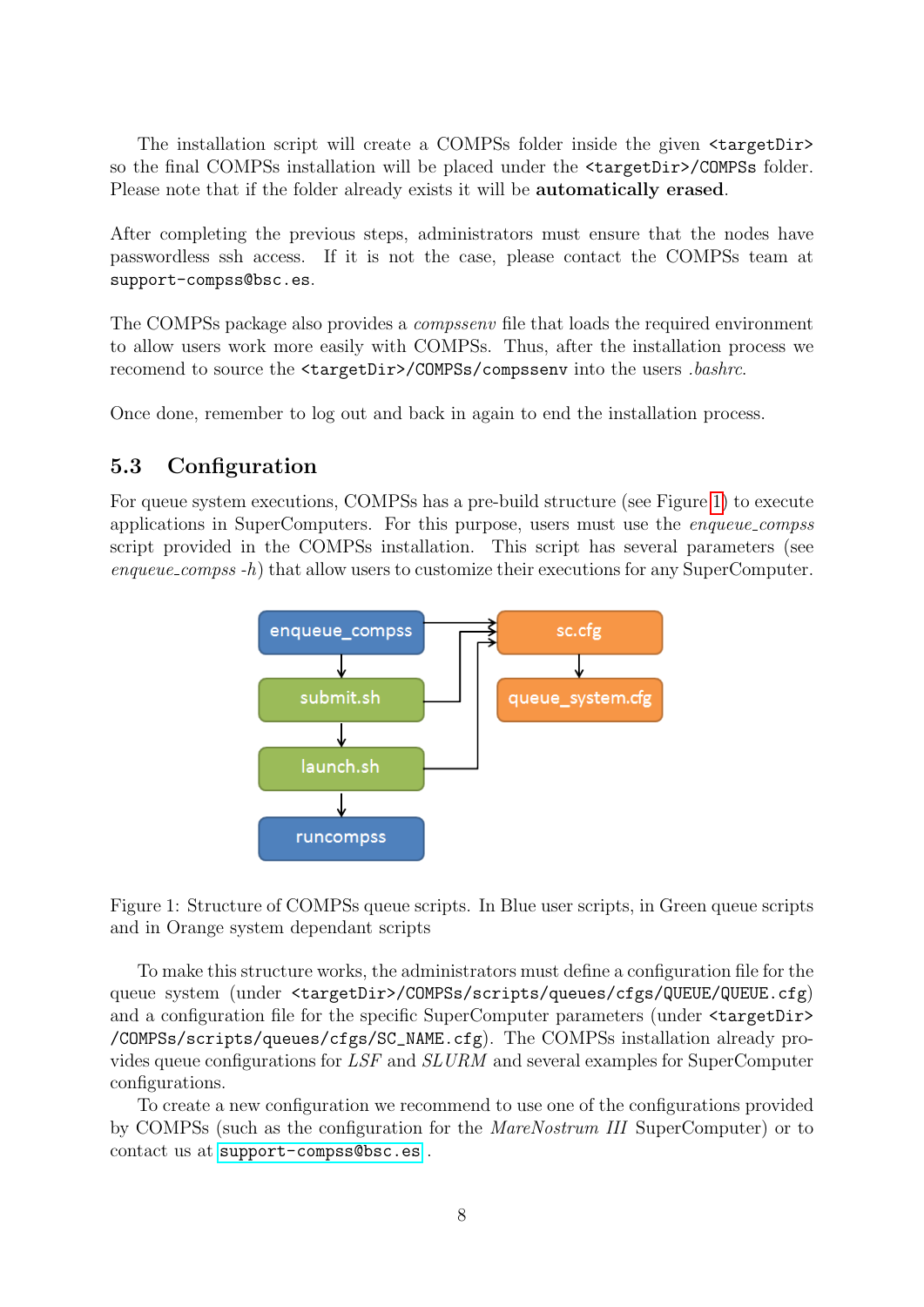The installation script will create a COMPSs folder inside the given `<targetDir>` so the final COMPSs installation will be placed under the `<targetDir>/COMPSs` folder. Please note that if the folder already exists it will be **automatically erased**.

After completing the previous steps, administrators must ensure that the nodes have passwordless ssh access. If it is not the case, please contact the COMPSs team at `support-compss@bsc.es`.

The COMPSs package also provides a *compssenv* file that loads the required environment to allow users work more easily with COMPSs. Thus, after the installation process we recomend to source the `<targetDir>/COMPSs/compssenv` into the users *.bashrc*.

Once done, remember to log out and back in again to end the installation process.

## 5.3 Configuration

For queue system executions, COMPSs has a pre-build structure (see Figure 1) to execute applications in SuperComputers. For this purpose, users must use the *enqueue_compss* script provided in the COMPSs installation. This script has several parameters (see *enqueue_compss -h*) that allow users to customize their executions for any SuperComputer.

enqueue_compss → submit.sh → launch.sh → runcompss

enqueue_compss, submit.sh, launch.sh → sc.cfg → queue_system.cfg

Figure 1: Structure of COMPSs queue scripts. In Blue user scripts, in Green queue scripts and in Orange system dependant scripts

To make this structure works, the administrators must define a configuration file for the queue system (under `<targetDir>/COMPSs/scripts/queues/cfgs/QUEUE/QUEUE.cfg`) and a configuration file for the specific SuperComputer parameters (under `<targetDir>/COMPSs/scripts/queues/cfgs/SC_NAME.cfg`). The COMPSs installation already provides queue configurations for *LSF* and *SLURM* and several examples for SuperComputer configurations.

To create a new configuration we recommend to use one of the configurations provided by COMPSs (such as the configuration for the *MareNostrum III* SuperComputer) or to contact us at `support-compss@bsc.es` .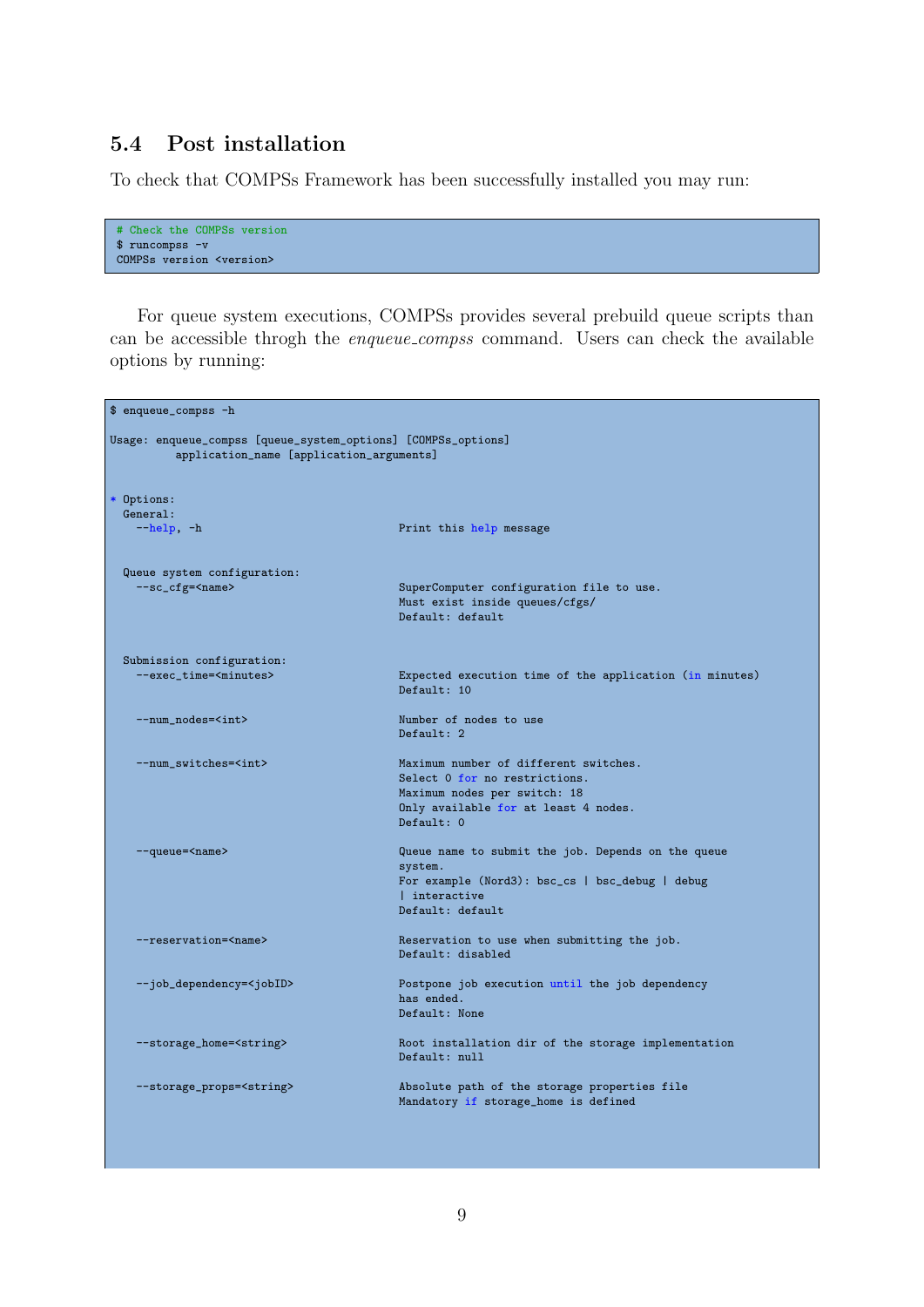## 5.4 Post installation

To check that COMPSs Framework has been successfully installed you may run:

```
# Check the COMPSs version
$ runcompss -v
COMPSs version <version>
```

For queue system executions, COMPSs provides several prebuild queue scripts than can be accessible throgh the *enqueue_compss* command. Users can check the available options by running:

```
$ enqueue_compss -h

Usage: enqueue_compss [queue_system_options] [COMPSs_options]
          application_name [application_arguments]


* Options:
  General:
    --help, -h                              Print this help message


  Queue system configuration:
    --sc_cfg=<name>                         SuperComputer configuration file to use.
                                            Must exist inside queues/cfgs/
                                            Default: default


  Submission configuration:
    --exec_time=<minutes>                   Expected execution time of the application (in minutes)
                                            Default: 10

    --num_nodes=<int>                       Number of nodes to use
                                            Default: 2

    --num_switches=<int>                    Maximum number of different switches.
                                            Select 0 for no restrictions.
                                            Maximum nodes per switch: 18
                                            Only available for at least 4 nodes.
                                            Default: 0

    --queue=<name>                          Queue name to submit the job. Depends on the queue
                                            system.
                                            For example (Nord3): bsc_cs | bsc_debug | debug
                                            | interactive
                                            Default: default

    --reservation=<name>                    Reservation to use when submitting the job.
                                            Default: disabled

    --job_dependency=<jobID>                Postpone job execution until the job dependency
                                            has ended.
                                            Default: None

    --storage_home=<string>                 Root installation dir of the storage implementation
                                            Default: null

    --storage_props=<string>                Absolute path of the storage properties file
                                            Mandatory if storage_home is defined
```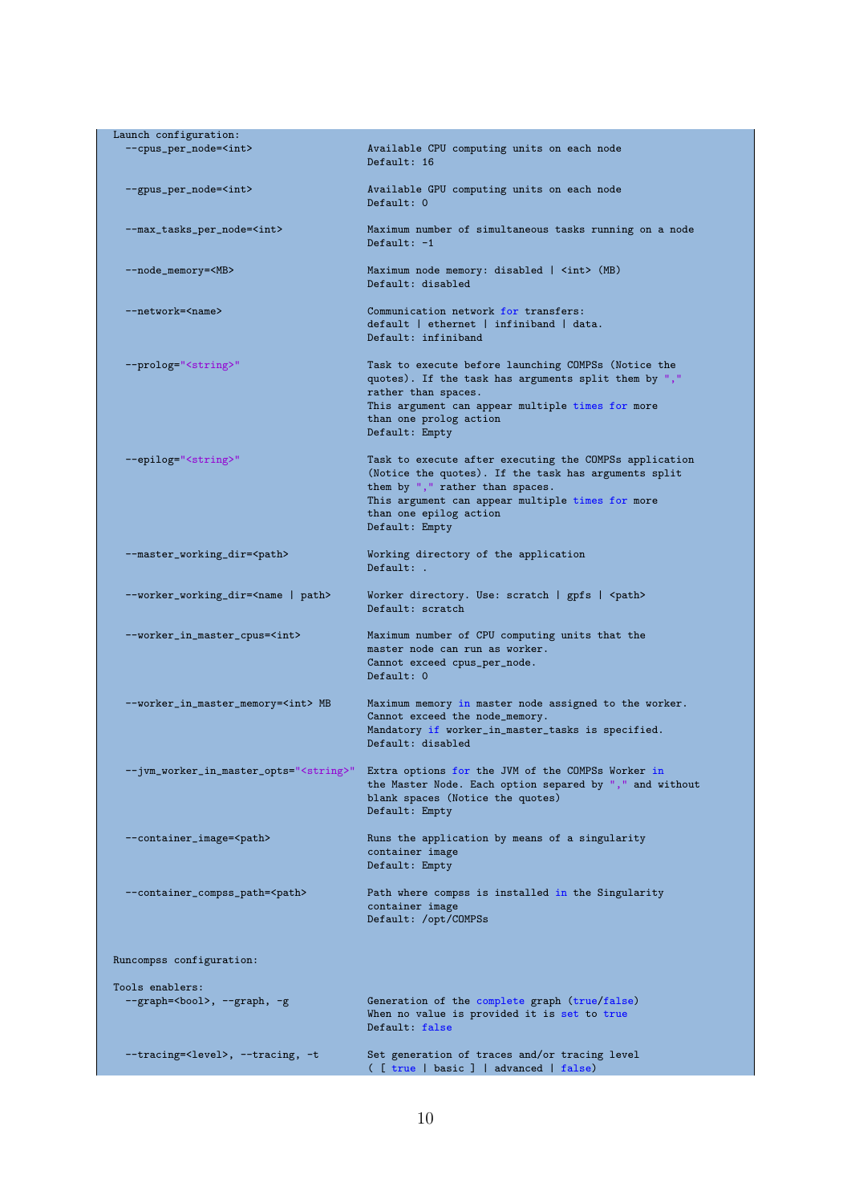```
Launch configuration:
  --cpus_per_node=<int>                    Available CPU computing units on each node
                                           Default: 16

  --gpus_per_node=<int>                    Available GPU computing units on each node
                                           Default: 0

  --max_tasks_per_node=<int>               Maximum number of simultaneous tasks running on a node
                                           Default: -1

  --node_memory=<MB>                       Maximum node memory: disabled | <int> (MB)
                                           Default: disabled

  --network=<name>                         Communication network for transfers:
                                           default | ethernet | infiniband | data.
                                           Default: infiniband

  --prolog="<string>"                      Task to execute before launching COMPSs (Notice the
                                           quotes). If the task has arguments split them by ","
                                           rather than spaces.
                                           This argument can appear multiple times for more
                                           than one prolog action
                                           Default: Empty

  --epilog="<string>"                      Task to execute after executing the COMPSs application
                                           (Notice the quotes). If the task has arguments split
                                           them by "," rather than spaces.
                                           This argument can appear multiple times for more
                                           than one epilog action
                                           Default: Empty

  --master_working_dir=<path>              Working directory of the application
                                           Default: .

  --worker_working_dir=<name | path>       Worker directory. Use: scratch | gpfs | <path>
                                           Default: scratch

  --worker_in_master_cpus=<int>            Maximum number of CPU computing units that the
                                           master node can run as worker.
                                           Cannot exceed cpus_per_node.
                                           Default: 0

  --worker_in_master_memory=<int> MB       Maximum memory in master node assigned to the worker.
                                           Cannot exceed the node_memory.
                                           Mandatory if worker_in_master_tasks is specified.
                                           Default: disabled

  --jvm_worker_in_master_opts="<string>"   Extra options for the JVM of the COMPSs Worker in
                                           the Master Node. Each option separed by "," and without
                                           blank spaces (Notice the quotes)
                                           Default: Empty

  --container_image=<path>                 Runs the application by means of a singularity
                                           container image
                                           Default: Empty

  --container_compss_path=<path>           Path where compss is installed in the Singularity
                                           container image
                                           Default: /opt/COMPSs


Runcompss configuration:

Tools enablers:
  --graph=<bool>, --graph, -g              Generation of the complete graph (true/false)
                                           When no value is provided it is set to true
                                           Default: false

  --tracing=<level>, --tracing, -t         Set generation of traces and/or tracing level
                                           ( [ true | basic ] | advanced | false)
```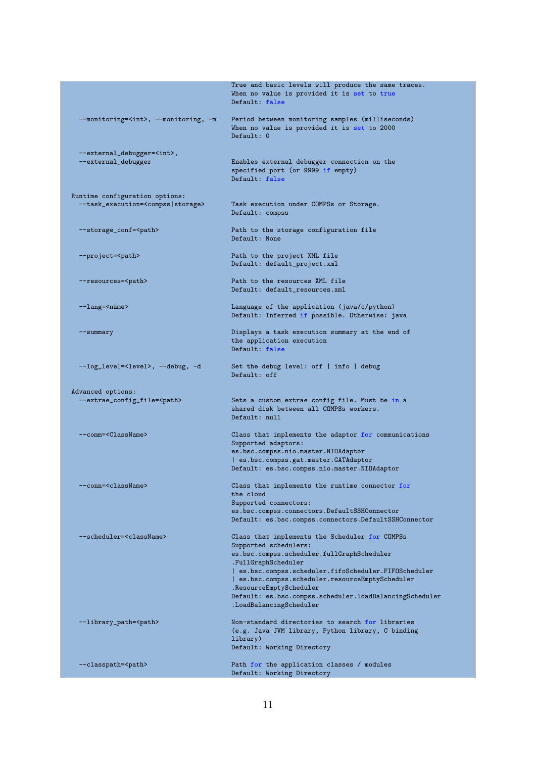```
                                       True and basic levels will produce the same traces.
                                       When no value is provided it is set to true
                                       Default: false

    --monitoring=<int>, --monitoring, -m    Period between monitoring samples (milliseconds)
                                       When no value is provided it is set to 2000
                                       Default: 0

    --external_debugger=<int>,
    --external_debugger                Enables external debugger connection on the
                                       specified port (or 9999 if empty)
                                       Default: false

  Runtime configuration options:
    --task_execution=<compss|storage>  Task execution under COMPSs or Storage.
                                       Default: compss

    --storage_conf=<path>              Path to the storage configuration file
                                       Default: None

    --project=<path>                   Path to the project XML file
                                       Default: default_project.xml

    --resources=<path>                 Path to the resources XML file
                                       Default: default_resources.xml

    --lang=<name>                      Language of the application (java/c/python)
                                       Default: Inferred if possible. Otherwise: java

    --summary                          Displays a task execution summary at the end of
                                       the application execution
                                       Default: false

    --log_level=<level>, --debug, -d   Set the debug level: off | info | debug
                                       Default: off

  Advanced options:
    --extrae_config_file=<path>        Sets a custom extrae config file. Must be in a
                                       shared disk between all COMPSs workers.
                                       Default: null

    --comm=<ClassName>                 Class that implements the adaptor for communications
                                       Supported adaptors:
                                       es.bsc.compss.nio.master.NIOAdaptor
                                       | es.bsc.compss.gat.master.GATAdaptor
                                       Default: es.bsc.compss.nio.master.NIOAdaptor

    --conn=<className>                 Class that implements the runtime connector for
                                       the cloud
                                       Supported connectors:
                                       es.bsc.compss.connectors.DefaultSSHConnector
                                       Default: es.bsc.compss.connectors.DefaultSSHConnector

    --scheduler=<className>            Class that implements the Scheduler for COMPSs
                                       Supported schedulers:
                                       es.bsc.compss.scheduler.fullGraphScheduler
                                       .FullGraphScheduler
                                       | es.bsc.compss.scheduler.fifoScheduler.FIFOScheduler
                                       | es.bsc.compss.scheduler.resourceEmptyScheduler
                                       .ResourceEmptyScheduler
                                       Default: es.bsc.compss.scheduler.loadBalancingScheduler
                                       .LoadBalancingScheduler

    --library_path=<path>              Non-standard directories to search for libraries
                                       (e.g. Java JVM library, Python library, C binding
                                       library)
                                       Default: Working Directory

    --classpath=<path>                 Path for the application classes / modules
                                       Default: Working Directory
```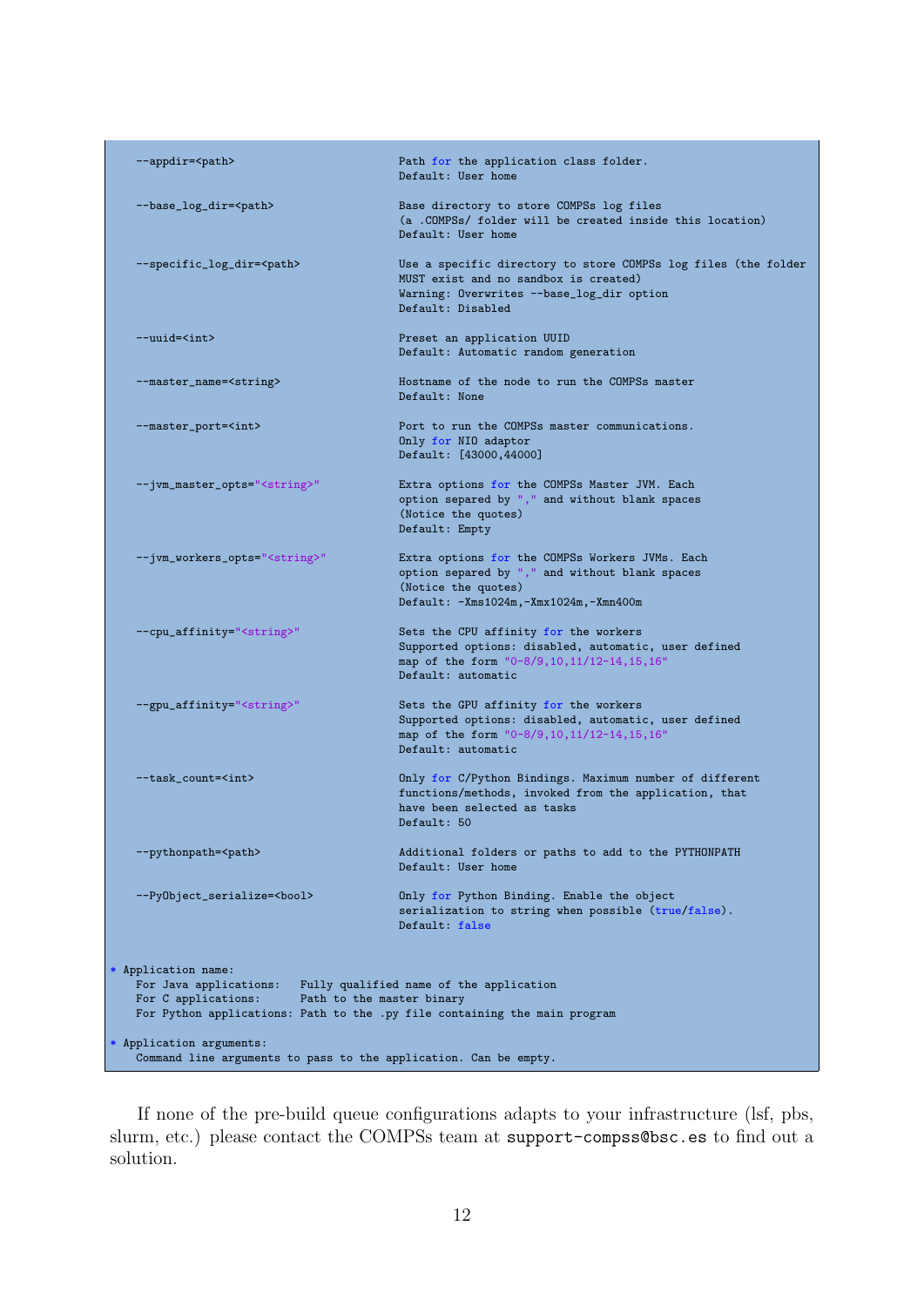```
    --appdir=<path>                         Path for the application class folder.
                                            Default: User home

    --base_log_dir=<path>                   Base directory to store COMPSs log files
                                            (a .COMPSs/ folder will be created inside this location)
                                            Default: User home

    --specific_log_dir=<path>               Use a specific directory to store COMPSs log files (the folder
                                            MUST exist and no sandbox is created)
                                            Warning: Overwrites --base_log_dir option
                                            Default: Disabled

    --uuid=<int>                            Preset an application UUID
                                            Default: Automatic random generation

    --master_name=<string>                  Hostname of the node to run the COMPSs master
                                            Default: None

    --master_port=<int>                     Port to run the COMPSs master communications.
                                            Only for NIO adaptor
                                            Default: [43000,44000]

    --jvm_master_opts="<string>"            Extra options for the COMPSs Master JVM. Each
                                            option separed by "," and without blank spaces
                                            (Notice the quotes)
                                            Default: Empty

    --jvm_workers_opts="<string>"           Extra options for the COMPSs Workers JVMs. Each
                                            option separed by "," and without blank spaces
                                            (Notice the quotes)
                                            Default: -Xms1024m,-Xmx1024m,-Xmn400m

    --cpu_affinity="<string>"               Sets the CPU affinity for the workers
                                            Supported options: disabled, automatic, user defined
                                            map of the form "0-8/9,10,11/12-14,15,16"
                                            Default: automatic

    --gpu_affinity="<string>"               Sets the GPU affinity for the workers
                                            Supported options: disabled, automatic, user defined
                                            map of the form "0-8/9,10,11/12-14,15,16"
                                            Default: automatic

    --task_count=<int>                      Only for C/Python Bindings. Maximum number of different
                                            functions/methods, invoked from the application, that
                                            have been selected as tasks
                                            Default: 50

    --pythonpath=<path>                     Additional folders or paths to add to the PYTHONPATH
                                            Default: User home

    --PyObject_serialize=<bool>             Only for Python Binding. Enable the object
                                            serialization to string when possible (true/false).
                                            Default: false


* Application name:
    For Java applications:   Fully qualified name of the application
    For C applications:      Path to the master binary
    For Python applications: Path to the .py file containing the main program

* Application arguments:
    Command line arguments to pass to the application. Can be empty.
```

If none of the pre-build queue configurations adapts to your infrastructure (lsf, pbs, slurm, etc.) please contact the COMPSs team at `support-compss@bsc.es` to find out a solution.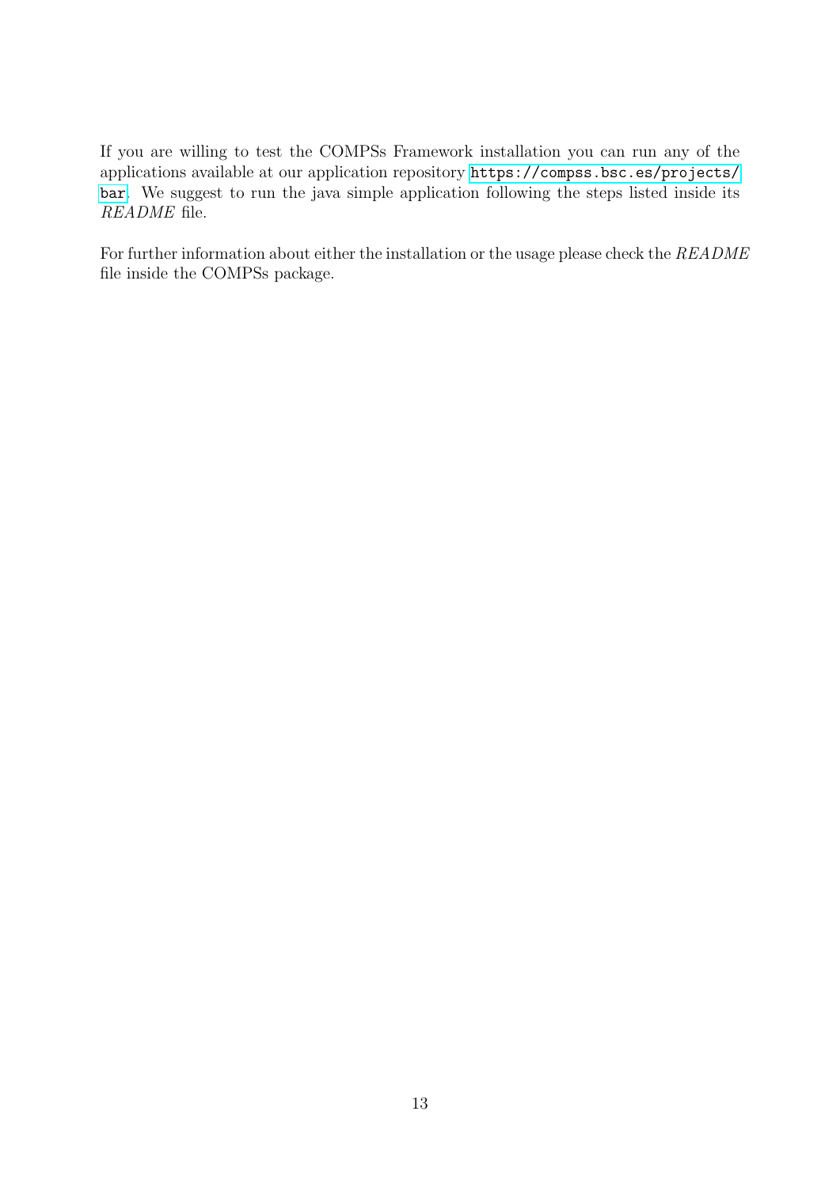If you are willing to test the COMPSs Framework installation you can run any of the applications available at our application repository https://compss.bsc.es/projects/bar. We suggest to run the java simple application following the steps listed inside its *README* file.

For further information about either the installation or the usage please check the *README* file inside the COMPSs package.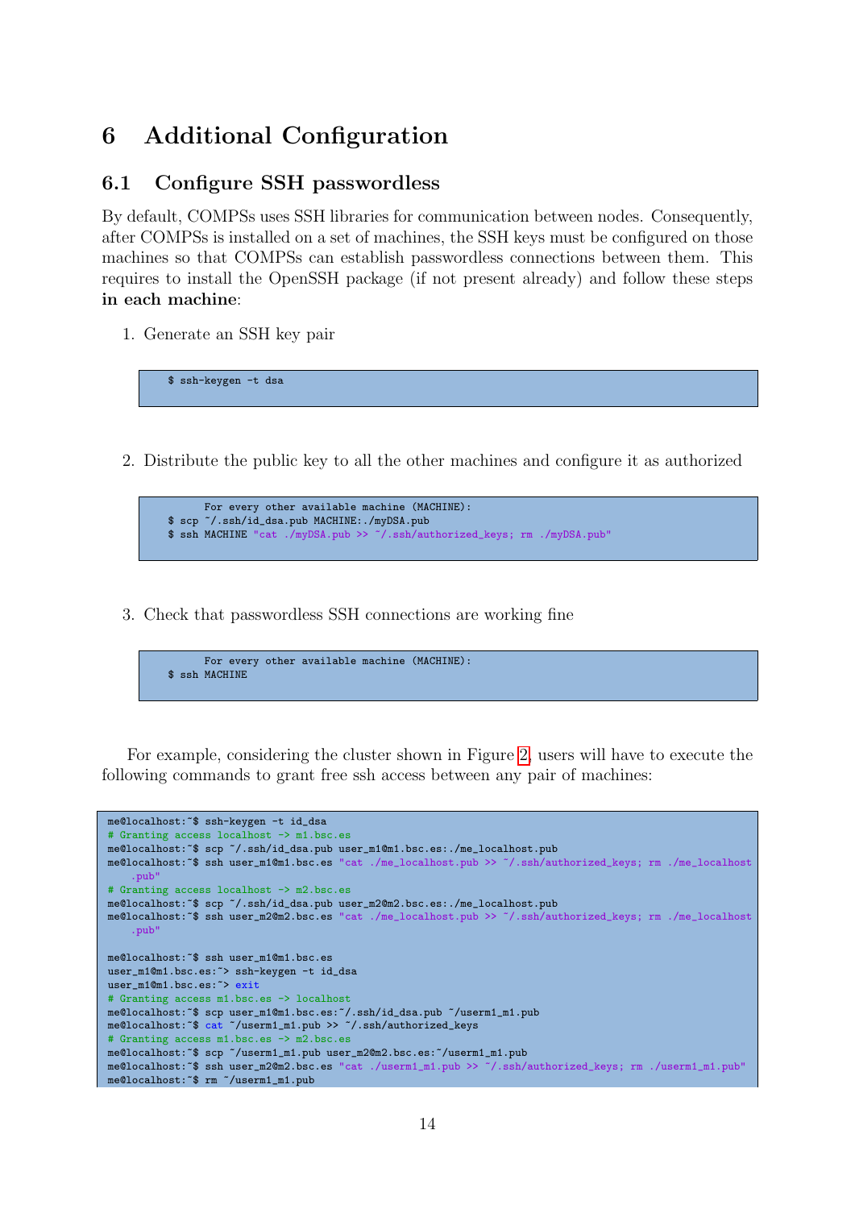# 6 Additional Configuration

## 6.1 Configure SSH passwordless

By default, COMPSs uses SSH libraries for communication between nodes. Consequently, after COMPSs is installed on a set of machines, the SSH keys must be configured on those machines so that COMPSs can establish passwordless connections between them. This requires to install the OpenSSH package (if not present already) and follow these steps **in each machine**:

1. Generate an SSH key pair

```
$ ssh-keygen -t dsa
```

2. Distribute the public key to all the other machines and configure it as authorized

```
      For every other available machine (MACHINE):
$ scp ~/.ssh/id_dsa.pub MACHINE:./myDSA.pub
$ ssh MACHINE "cat ./myDSA.pub >> ~/.ssh/authorized_keys; rm ./myDSA.pub"
```

3. Check that passwordless SSH connections are working fine

```
      For every other available machine (MACHINE):
$ ssh MACHINE
```

For example, considering the cluster shown in Figure 2, users will have to execute the following commands to grant free ssh access between any pair of machines:

```
me@localhost:~$ ssh-keygen -t id_dsa
# Granting access localhost -> m1.bsc.es
me@localhost:~$ scp ~/.ssh/id_dsa.pub user_m1@m1.bsc.es:./me_localhost.pub
me@localhost:~$ ssh user_m1@m1.bsc.es "cat ./me_localhost.pub >> ~/.ssh/authorized_keys; rm ./me_localhost
    .pub"
# Granting access localhost -> m2.bsc.es
me@localhost:~$ scp ~/.ssh/id_dsa.pub user_m2@m2.bsc.es:./me_localhost.pub
me@localhost:~$ ssh user_m2@m2.bsc.es "cat ./me_localhost.pub >> ~/.ssh/authorized_keys; rm ./me_localhost
    .pub"

me@localhost:~$ ssh user_m1@m1.bsc.es
user_m1@m1.bsc.es:~> ssh-keygen -t id_dsa
user_m1@m1.bsc.es:~> exit
# Granting access m1.bsc.es -> localhost
me@localhost:~$ scp user_m1@m1.bsc.es:~/.ssh/id_dsa.pub ~/userm1_m1.pub
me@localhost:~$ cat ~/userm1_m1.pub >> ~/.ssh/authorized_keys
# Granting access m1.bsc.es -> m2.bsc.es
me@localhost:~$ scp ~/userm1_m1.pub user_m2@m2.bsc.es:~/userm1_m1.pub
me@localhost:~$ ssh user_m2@m2.bsc.es "cat ./userm1_m1.pub >> ~/.ssh/authorized_keys; rm ./userm1_m1.pub"
me@localhost:~$ rm ~/userm1_m1.pub
```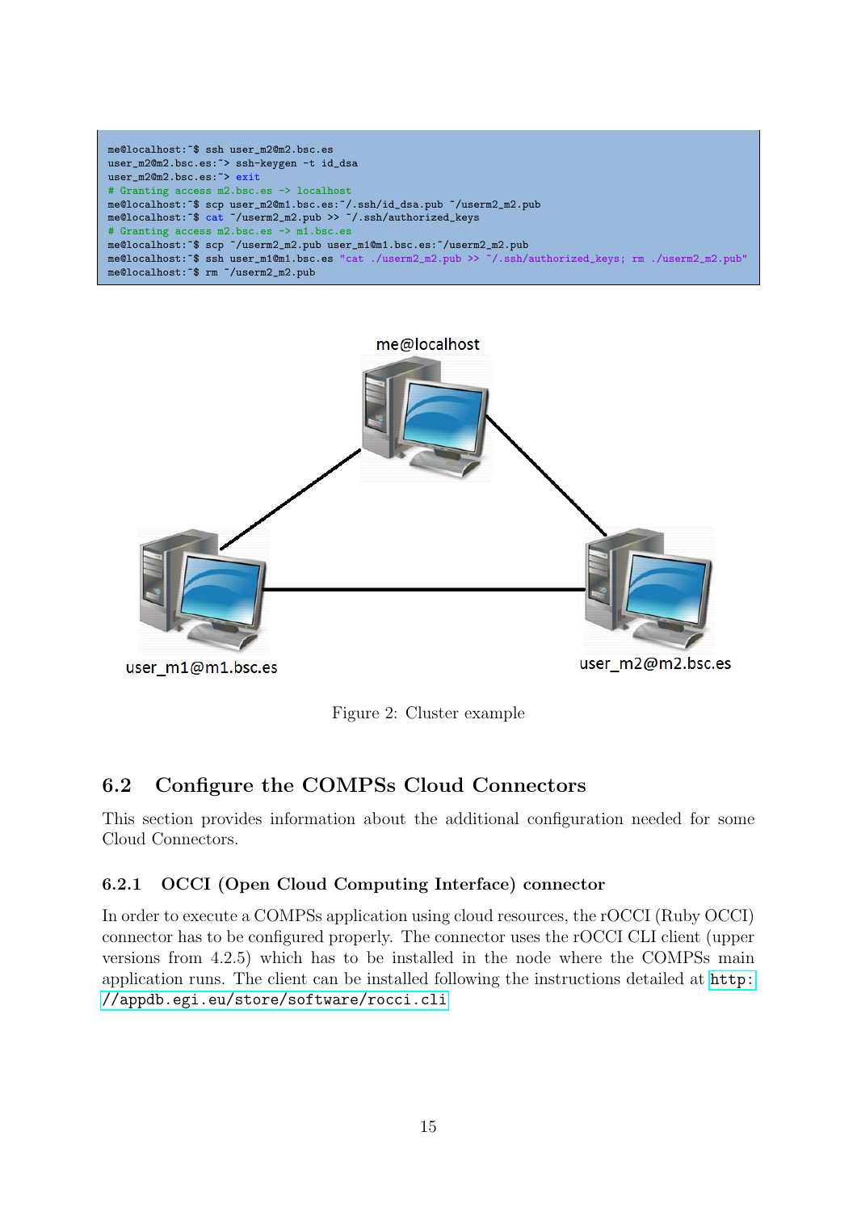```
me@localhost:~$ ssh user_m2@m2.bsc.es
user_m2@m2.bsc.es:~> ssh-keygen -t id_dsa
user_m2@m2.bsc.es:~> exit
# Granting access m2.bsc.es -> localhost
me@localhost:~$ scp user_m2@m1.bsc.es:~/.ssh/id_dsa.pub ~/userm2_m2.pub
me@localhost:~$ cat ~/userm2_m2.pub >> ~/.ssh/authorized_keys
# Granting access m2.bsc.es -> m1.bsc.es
me@localhost:~$ scp ~/userm2_m2.pub user_m1@m1.bsc.es:~/userm2_m2.pub
me@localhost:~$ ssh user_m1@m1.bsc.es "cat ./userm2_m2.pub >> ~/.ssh/authorized_keys; rm ./userm2_m2.pub"
me@localhost:~$ rm ~/userm2_m2.pub
```

Figure 2: Cluster example

## 6.2 Configure the COMPSs Cloud Connectors

This section provides information about the additional configuration needed for some Cloud Connectors.

### 6.2.1 OCCI (Open Cloud Computing Interface) connector

In order to execute a COMPSs application using cloud resources, the rOCCI (Ruby OCCI) connector has to be configured properly. The connector uses the rOCCI CLI client (upper versions from 4.2.5) which has to be installed in the node where the COMPSs main application runs. The client can be installed following the instructions detailed at http://appdb.egi.eu/store/software/rocci.cli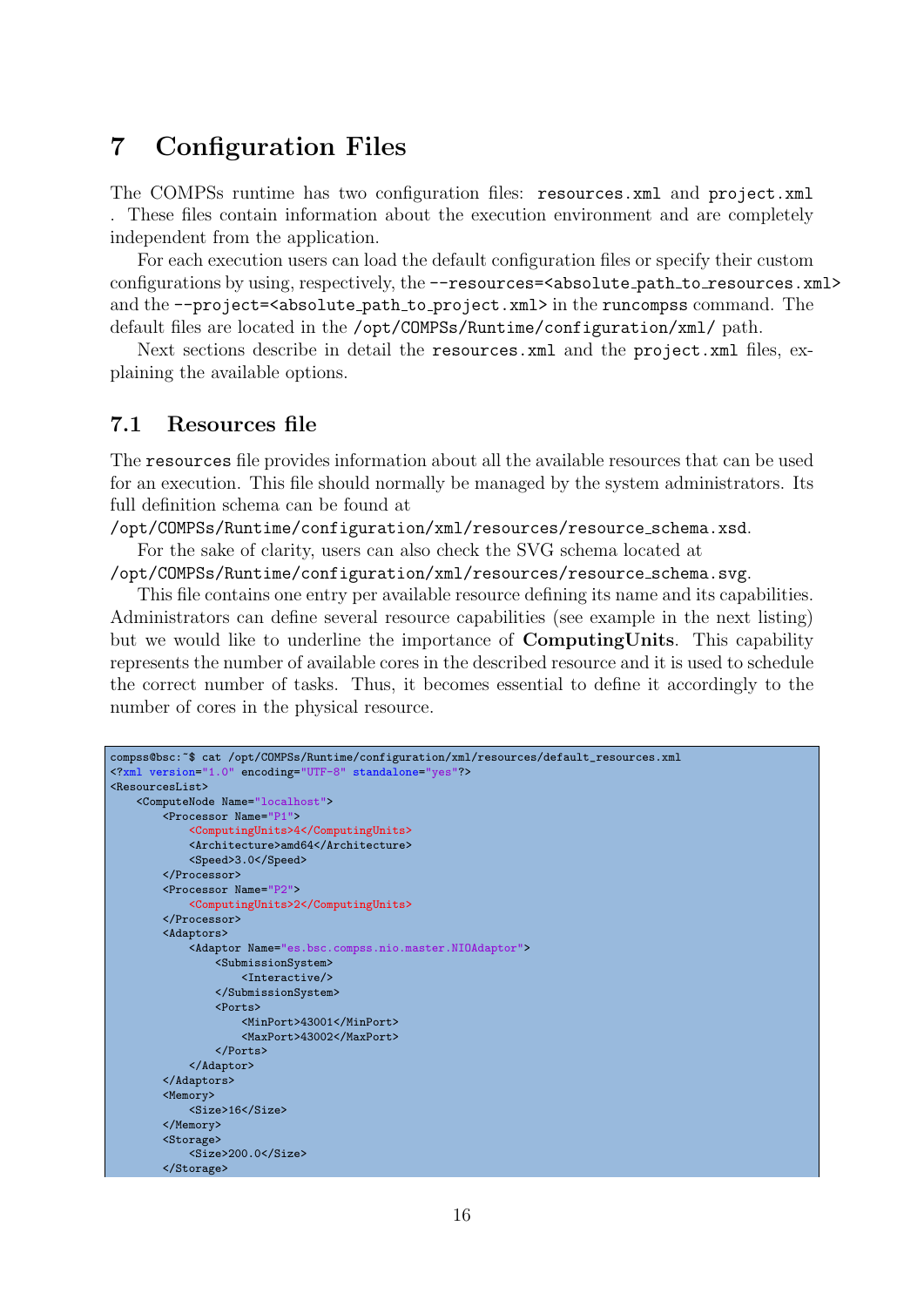# 7 Configuration Files

The COMPSs runtime has two configuration files: `resources.xml` and `project.xml` . These files contain information about the execution environment and are completely independent from the application.

For each execution users can load the default configuration files or specify their custom configurations by using, respectively, the `--resources=<absolute_path_to_resources.xml>` and the `--project=<absolute_path_to_project.xml>` in the `runcompss` command. The default files are located in the `/opt/COMPSs/Runtime/configuration/xml/` path.

Next sections describe in detail the `resources.xml` and the `project.xml` files, explaining the available options.

## 7.1 Resources file

The `resources` file provides information about all the available resources that can be used for an execution. This file should normally be managed by the system administrators. Its full definition schema can be found at
`/opt/COMPSs/Runtime/configuration/xml/resources/resource_schema.xsd`.

For the sake of clarity, users can also check the SVG schema located at
`/opt/COMPSs/Runtime/configuration/xml/resources/resource_schema.svg`.

This file contains one entry per available resource defining its name and its capabilities. Administrators can define several resource capabilities (see example in the next listing) but we would like to underline the importance of **ComputingUnits**. This capability represents the number of available cores in the described resource and it is used to schedule the correct number of tasks. Thus, it becomes essential to define it accordingly to the number of cores in the physical resource.

```
compss@bsc:~$ cat /opt/COMPSs/Runtime/configuration/xml/resources/default_resources.xml
<?xml version="1.0" encoding="UTF-8" standalone="yes"?>
<ResourcesList>
    <ComputeNode Name="localhost">
        <Processor Name="P1">
            <ComputingUnits>4</ComputingUnits>
            <Architecture>amd64</Architecture>
            <Speed>3.0</Speed>
        </Processor>
        <Processor Name="P2">
            <ComputingUnits>2</ComputingUnits>
        </Processor>
        <Adaptors>
            <Adaptor Name="es.bsc.compss.nio.master.NIOAdaptor">
                <SubmissionSystem>
                    <Interactive/>
                </SubmissionSystem>
                <Ports>
                    <MinPort>43001</MinPort>
                    <MaxPort>43002</MaxPort>
                </Ports>
            </Adaptor>
        </Adaptors>
        <Memory>
            <Size>16</Size>
        </Memory>
        <Storage>
            <Size>200.0</Size>
        </Storage>
```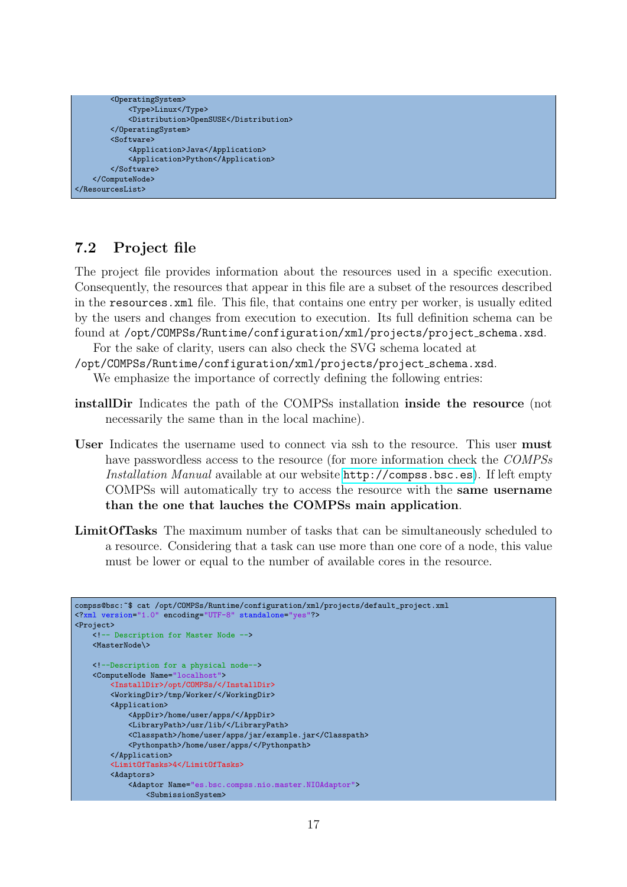```
        <OperatingSystem>
            <Type>Linux</Type>
            <Distribution>OpenSUSE</Distribution>
        </OperatingSystem>
        <Software>
            <Application>Java</Application>
            <Application>Python</Application>
        </Software>
    </ComputeNode>
</ResourcesList>
```

## 7.2 Project file

The project file provides information about the resources used in a specific execution. Consequently, the resources that appear in this file are a subset of the resources described in the `resources.xml` file. This file, that contains one entry per worker, is usually edited by the users and changes from execution to execution. Its full definition schema can be found at `/opt/COMPSs/Runtime/configuration/xml/projects/project_schema.xsd`.

For the sake of clarity, users can also check the SVG schema located at `/opt/COMPSs/Runtime/configuration/xml/projects/project_schema.xsd`.

We emphasize the importance of correctly defining the following entries:

**installDir** Indicates the path of the COMPSs installation **inside the resource** (not necessarily the same than in the local machine).

**User** Indicates the username used to connect via ssh to the resource. This user **must** have passwordless access to the resource (for more information check the *COMPSs Installation Manual* available at our website http://compss.bsc.es). If left empty COMPSs will automatically try to access the resource with the **same username than the one that lauches the COMPSs main application**.

**LimitOfTasks** The maximum number of tasks that can be simultaneously scheduled to a resource. Considering that a task can use more than one core of a node, this value must be lower or equal to the number of available cores in the resource.

```
compss@bsc:~$ cat /opt/COMPSs/Runtime/configuration/xml/projects/default_project.xml
<?xml version="1.0" encoding="UTF-8" standalone="yes"?>
<Project>
    <!-- Description for Master Node -->
    <MasterNode\>

    <!--Description for a physical node-->
    <ComputeNode Name="localhost">
        <InstallDir>/opt/COMPSs/</InstallDir>
        <WorkingDir>/tmp/Worker/</WorkingDir>
        <Application>
            <AppDir>/home/user/apps/</AppDir>
            <LibraryPath>/usr/lib/</LibraryPath>
            <Classpath>/home/user/apps/jar/example.jar</Classpath>
            <Pythonpath>/home/user/apps/</Pythonpath>
        </Application>
        <LimitOfTasks>4</LimitOfTasks>
        <Adaptors>
            <Adaptor Name="es.bsc.compss.nio.master.NIOAdaptor">
                <SubmissionSystem>
```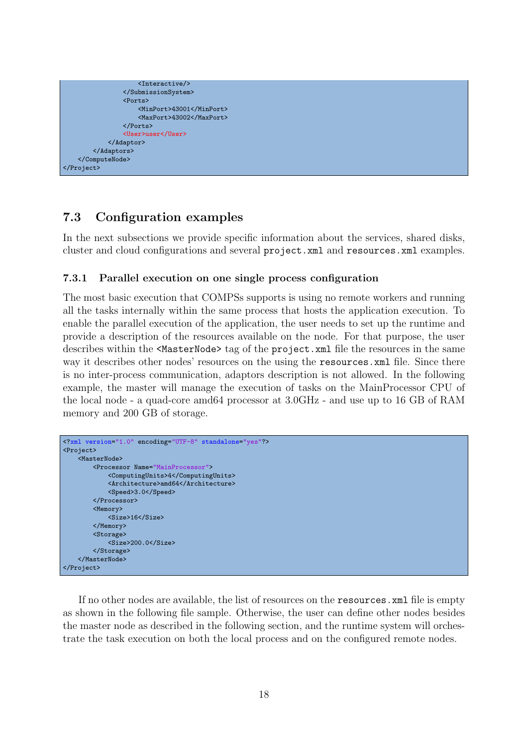```
                <Interactive/>
            </SubmissionSystem>
            <Ports>
                <MinPort>43001</MinPort>
                <MaxPort>43002</MaxPort>
            </Ports>
            <User>user</User>
        </Adaptor>
    </Adaptors>
  </ComputeNode>
</Project>
```

## 7.3 Configuration examples

In the next subsections we provide specific information about the services, shared disks, cluster and cloud configurations and several `project.xml` and `resources.xml` examples.

### 7.3.1 Parallel execution on one single process configuration

The most basic execution that COMPSs supports is using no remote workers and running all the tasks internally within the same process that hosts the application execution. To enable the parallel execution of the application, the user needs to set up the runtime and provide a description of the resources available on the node. For that purpose, the user describes within the `<MasterNode>` tag of the `project.xml` file the resources in the same way it describes other nodes' resources on the using the `resources.xml` file. Since there is no inter-process communication, adaptors description is not allowed. In the following example, the master will manage the execution of tasks on the MainProcessor CPU of the local node - a quad-core amd64 processor at 3.0GHz - and use up to 16 GB of RAM memory and 200 GB of storage.

```
<?xml version="1.0" encoding="UTF-8" standalone="yes"?>
<Project>
    <MasterNode>
        <Processor Name="MainProcessor">
            <ComputingUnits>4</ComputingUnits>
            <Architecture>amd64</Architecture>
            <Speed>3.0</Speed>
        </Processor>
        <Memory>
            <Size>16</Size>
        </Memory>
        <Storage>
            <Size>200.0</Size>
        </Storage>
    </MasterNode>
</Project>
```

If no other nodes are available, the list of resources on the `resources.xml` file is empty as shown in the following file sample. Otherwise, the user can define other nodes besides the master node as described in the following section, and the runtime system will orchestrate the task execution on both the local process and on the configured remote nodes.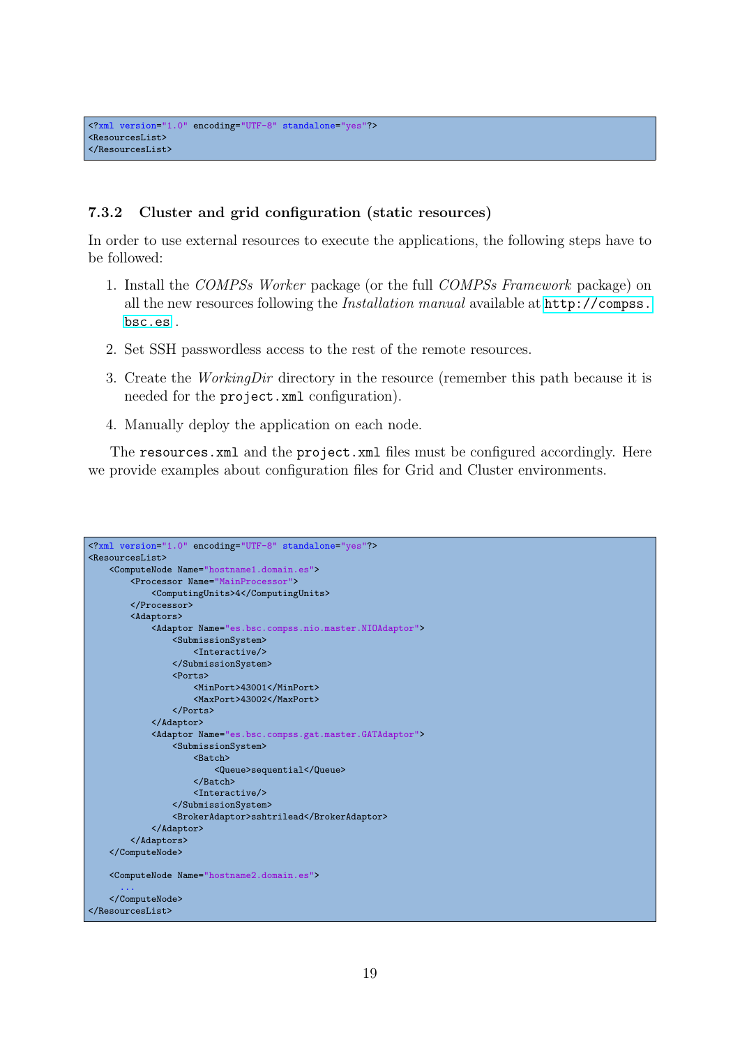```xml
<?xml version="1.0" encoding="UTF-8" standalone="yes"?>
<ResourcesList>
</ResourcesList>
```

### 7.3.2 Cluster and grid configuration (static resources)

In order to use external resources to execute the applications, the following steps have to be followed:

1. Install the *COMPSs Worker* package (or the full *COMPSs Framework* package) on all the new resources following the *Installation manual* available at http://compss.bsc.es .
2. Set SSH passwordless access to the rest of the remote resources.
3. Create the *WorkingDir* directory in the resource (remember this path because it is needed for the `project.xml` configuration).
4. Manually deploy the application on each node.

The `resources.xml` and the `project.xml` files must be configured accordingly. Here we provide examples about configuration files for Grid and Cluster environments.

```xml
<?xml version="1.0" encoding="UTF-8" standalone="yes"?>
<ResourcesList>
    <ComputeNode Name="hostname1.domain.es">
        <Processor Name="MainProcessor">
            <ComputingUnits>4</ComputingUnits>
        </Processor>
        <Adaptors>
            <Adaptor Name="es.bsc.compss.nio.master.NIOAdaptor">
                <SubmissionSystem>
                    <Interactive/>
                </SubmissionSystem>
                <Ports>
                    <MinPort>43001</MinPort>
                    <MaxPort>43002</MaxPort>
                </Ports>
            </Adaptor>
            <Adaptor Name="es.bsc.compss.gat.master.GATAdaptor">
                <SubmissionSystem>
                    <Batch>
                        <Queue>sequential</Queue>
                    </Batch>
                    <Interactive/>
                </SubmissionSystem>
                <BrokerAdaptor>sshtrilead</BrokerAdaptor>
            </Adaptor>
        </Adaptors>
    </ComputeNode>

    <ComputeNode Name="hostname2.domain.es">
      ...
    </ComputeNode>
</ResourcesList>
```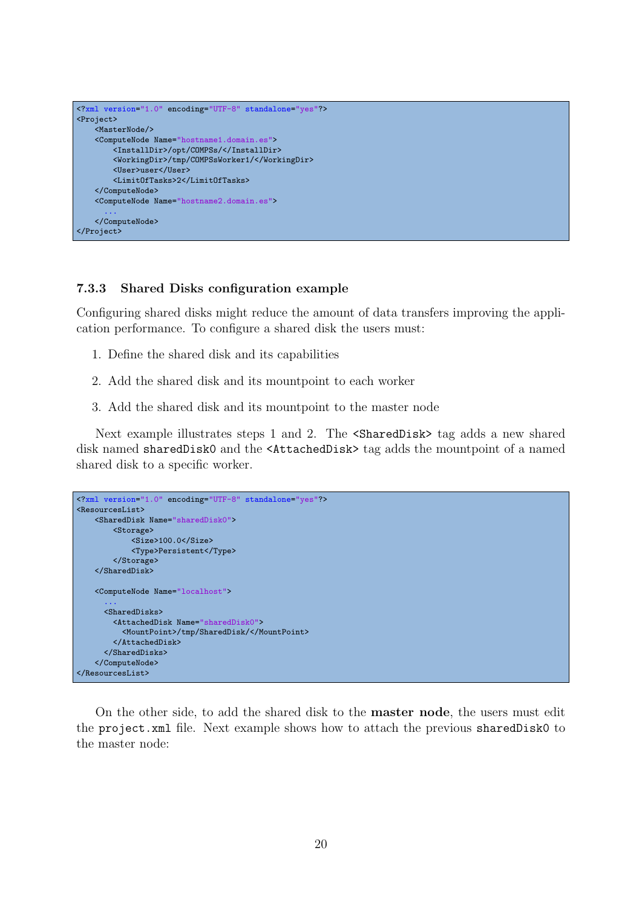```xml
<?xml version="1.0" encoding="UTF-8" standalone="yes"?>
<Project>
    <MasterNode/>
    <ComputeNode Name="hostname1.domain.es">
        <InstallDir>/opt/COMPSs/</InstallDir>
        <WorkingDir>/tmp/COMPSsWorker1/</WorkingDir>
        <User>user</User>
        <LimitOfTasks>2</LimitOfTasks>
    </ComputeNode>
    <ComputeNode Name="hostname2.domain.es">
      ...
    </ComputeNode>
</Project>
```

### 7.3.3 Shared Disks configuration example

Configuring shared disks might reduce the amount of data transfers improving the application performance. To configure a shared disk the users must:

1. Define the shared disk and its capabilities
2. Add the shared disk and its mountpoint to each worker
3. Add the shared disk and its mountpoint to the master node

Next example illustrates steps 1 and 2. The `<SharedDisk>` tag adds a new shared disk named `sharedDisk0` and the `<AttachedDisk>` tag adds the mountpoint of a named shared disk to a specific worker.

```xml
<?xml version="1.0" encoding="UTF-8" standalone="yes"?>
<ResourcesList>
    <SharedDisk Name="sharedDisk0">
        <Storage>
            <Size>100.0</Size>
            <Type>Persistent</Type>
        </Storage>
    </SharedDisk>

    <ComputeNode Name="localhost">
      ...
      <SharedDisks>
        <AttachedDisk Name="sharedDisk0">
          <MountPoint>/tmp/SharedDisk/</MountPoint>
        </AttachedDisk>
      </SharedDisks>
    </ComputeNode>
</ResourcesList>
```

On the other side, to add the shared disk to the **master node**, the users must edit the `project.xml` file. Next example shows how to attach the previous `sharedDisk0` to the master node: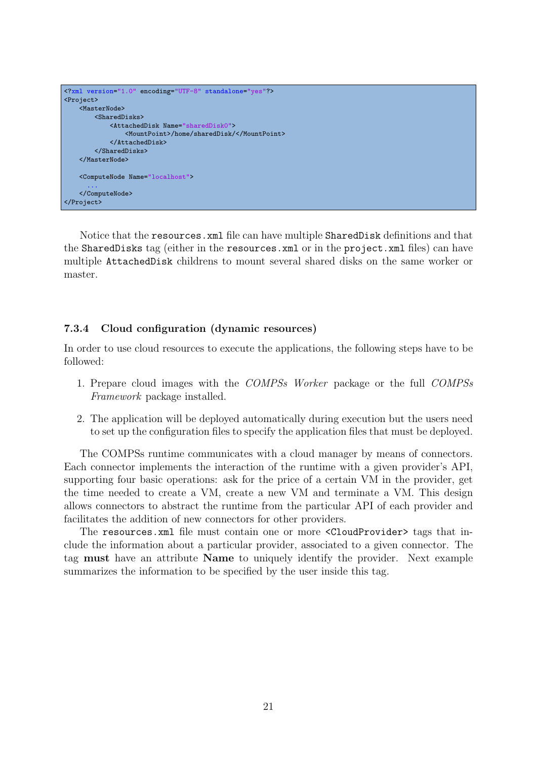```xml
<?xml version="1.0" encoding="UTF-8" standalone="yes"?>
<Project>
    <MasterNode>
        <SharedDisks>
            <AttachedDisk Name="sharedDisk0">
                <MountPoint>/home/sharedDisk/</MountPoint>
            </AttachedDisk>
        </SharedDisks>
    </MasterNode>

    <ComputeNode Name="localhost">
      ...
    </ComputeNode>
</Project>
```

Notice that the `resources.xml` file can have multiple `SharedDisk` definitions and that the `SharedDisks` tag (either in the `resources.xml` or in the `project.xml` files) can have multiple `AttachedDisk` childrens to mount several shared disks on the same worker or master.

#### 7.3.4 Cloud configuration (dynamic resources)

In order to use cloud resources to execute the applications, the following steps have to be followed:

1. Prepare cloud images with the *COMPSs Worker* package or the full *COMPSs Framework* package installed.
2. The application will be deployed automatically during execution but the users need to set up the configuration files to specify the application files that must be deployed.

The COMPSs runtime communicates with a cloud manager by means of connectors. Each connector implements the interaction of the runtime with a given provider's API, supporting four basic operations: ask for the price of a certain VM in the provider, get the time needed to create a VM, create a new VM and terminate a VM. This design allows connectors to abstract the runtime from the particular API of each provider and facilitates the addition of new connectors for other providers.

The `resources.xml` file must contain one or more `<CloudProvider>` tags that include the information about a particular provider, associated to a given connector. The tag **must** have an attribute **Name** to uniquely identify the provider. Next example summarizes the information to be specified by the user inside this tag.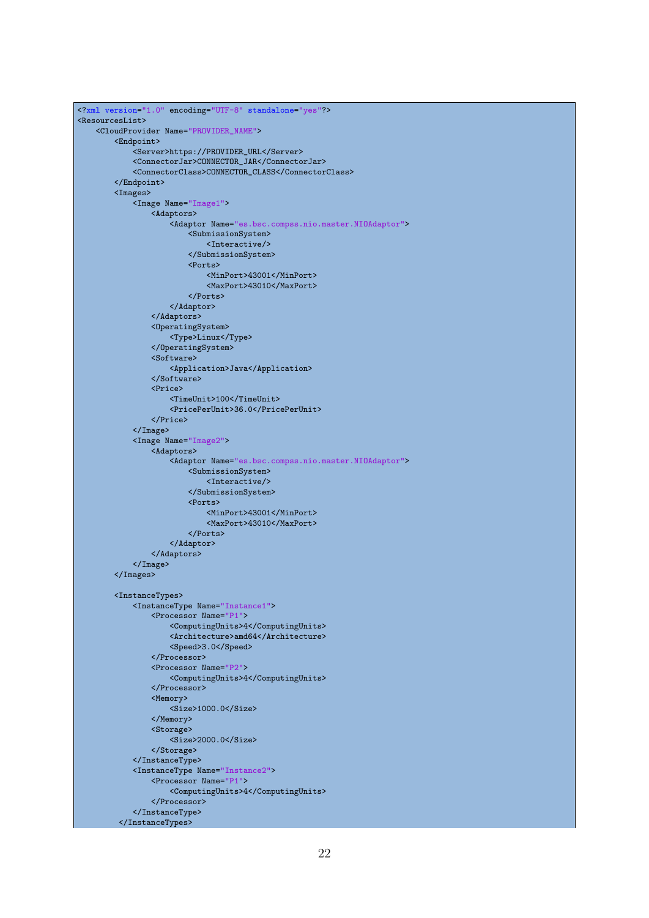```xml
<?xml version="1.0" encoding="UTF-8" standalone="yes"?>
<ResourcesList>
    <CloudProvider Name="PROVIDER_NAME">
        <Endpoint>
            <Server>https://PROVIDER_URL</Server>
            <ConnectorJar>CONNECTOR_JAR</ConnectorJar>
            <ConnectorClass>CONNECTOR_CLASS</ConnectorClass>
        </Endpoint>
        <Images>
            <Image Name="Image1">
                <Adaptors>
                    <Adaptor Name="es.bsc.compss.nio.master.NIOAdaptor">
                        <SubmissionSystem>
                            <Interactive/>
                        </SubmissionSystem>
                        <Ports>
                            <MinPort>43001</MinPort>
                            <MaxPort>43010</MaxPort>
                        </Ports>
                    </Adaptor>
                </Adaptors>
                <OperatingSystem>
                    <Type>Linux</Type>
                </OperatingSystem>
                <Software>
                    <Application>Java</Application>
                </Software>
                <Price>
                    <TimeUnit>100</TimeUnit>
                    <PricePerUnit>36.0</PricePerUnit>
                </Price>
            </Image>
            <Image Name="Image2">
                <Adaptors>
                    <Adaptor Name="es.bsc.compss.nio.master.NIOAdaptor">
                        <SubmissionSystem>
                            <Interactive/>
                        </SubmissionSystem>
                        <Ports>
                            <MinPort>43001</MinPort>
                            <MaxPort>43010</MaxPort>
                        </Ports>
                    </Adaptor>
                </Adaptors>
            </Image>
        </Images>

        <InstanceTypes>
            <InstanceType Name="Instance1">
                <Processor Name="P1">
                    <ComputingUnits>4</ComputingUnits>
                    <Architecture>amd64</Architecture>
                    <Speed>3.0</Speed>
                </Processor>
                <Processor Name="P2">
                    <ComputingUnits>4</ComputingUnits>
                </Processor>
                <Memory>
                    <Size>1000.0</Size>
                </Memory>
                <Storage>
                    <Size>2000.0</Size>
                </Storage>
            </InstanceType>
            <InstanceType Name="Instance2">
                <Processor Name="P1">
                    <ComputingUnits>4</ComputingUnits>
                </Processor>
            </InstanceType>
         </InstanceTypes>
```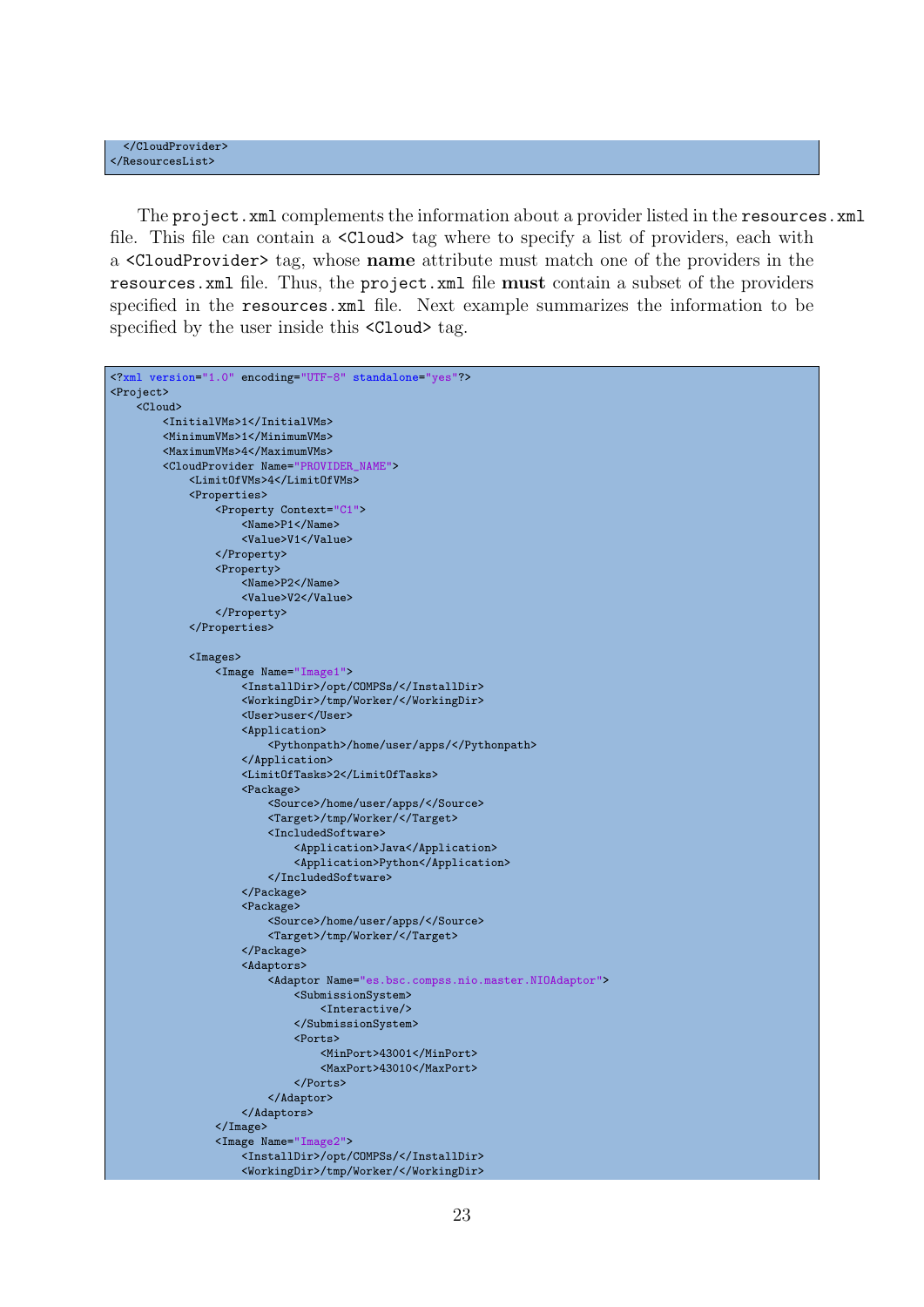```
    </CloudProvider>
</ResourcesList>
```

The `project.xml` complements the information about a provider listed in the `resources.xml` file. This file can contain a `<Cloud>` tag where to specify a list of providers, each with a `<CloudProvider>` tag, whose **name** attribute must match one of the providers in the `resources.xml` file. Thus, the `project.xml` file **must** contain a subset of the providers specified in the `resources.xml` file. Next example summarizes the information to be specified by the user inside this `<Cloud>` tag.

```
<?xml version="1.0" encoding="UTF-8" standalone="yes"?>
<Project>
    <Cloud>
        <InitialVMs>1</InitialVMs>
        <MinimumVMs>1</MinimumVMs>
        <MaximumVMs>4</MaximumVMs>
        <CloudProvider Name="PROVIDER_NAME">
            <LimitOfVMs>4</LimitOfVMs>
            <Properties>
                <Property Context="C1">
                    <Name>P1</Name>
                    <Value>V1</Value>
                </Property>
                <Property>
                    <Name>P2</Name>
                    <Value>V2</Value>
                </Property>
            </Properties>

            <Images>
                <Image Name="Image1">
                    <InstallDir>/opt/COMPSs/</InstallDir>
                    <WorkingDir>/tmp/Worker/</WorkingDir>
                    <User>user</User>
                    <Application>
                        <Pythonpath>/home/user/apps/</Pythonpath>
                    </Application>
                    <LimitOfTasks>2</LimitOfTasks>
                    <Package>
                        <Source>/home/user/apps/</Source>
                        <Target>/tmp/Worker/</Target>
                        <IncludedSoftware>
                            <Application>Java</Application>
                            <Application>Python</Application>
                        </IncludedSoftware>
                    </Package>
                    <Package>
                        <Source>/home/user/apps/</Source>
                        <Target>/tmp/Worker/</Target>
                    </Package>
                    <Adaptors>
                        <Adaptor Name="es.bsc.compss.nio.master.NIOAdaptor">
                            <SubmissionSystem>
                                <Interactive/>
                            </SubmissionSystem>
                            <Ports>
                                <MinPort>43001</MinPort>
                                <MaxPort>43010</MaxPort>
                            </Ports>
                        </Adaptor>
                    </Adaptors>
                </Image>
                <Image Name="Image2">
                    <InstallDir>/opt/COMPSs/</InstallDir>
                    <WorkingDir>/tmp/Worker/</WorkingDir>
```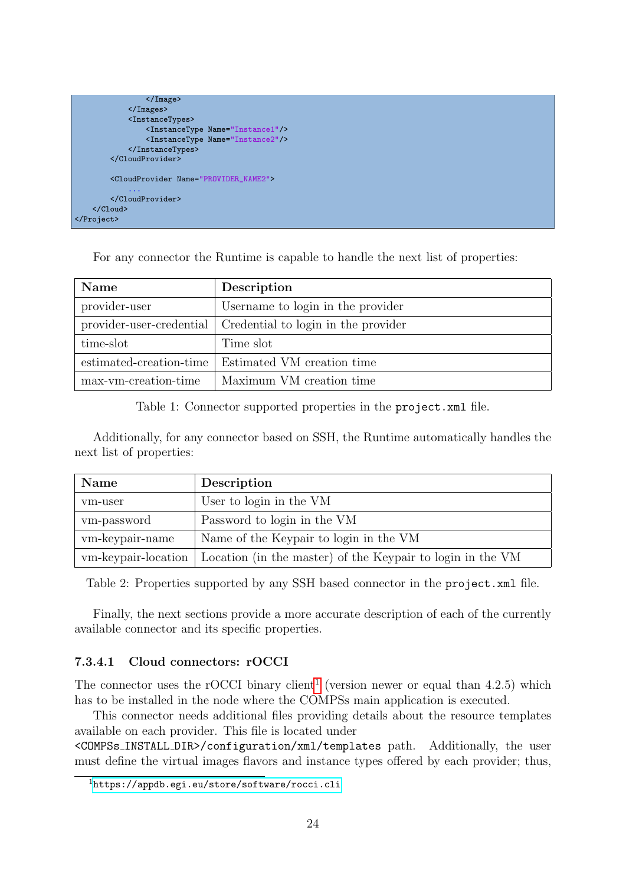```xml
                </Image>
            </Images>
            <InstanceTypes>
                <InstanceType Name="Instance1"/>
                <InstanceType Name="Instance2"/>
            </InstanceTypes>
        </CloudProvider>

        <CloudProvider Name="PROVIDER_NAME2">
            ...
        </CloudProvider>
    </Cloud>
</Project>
```

For any connector the Runtime is capable to handle the next list of properties:

| Name | Description |
|---|---|
| provider-user | Username to login in the provider |
| provider-user-credential | Credential to login in the provider |
| time-slot | Time slot |
| estimated-creation-time | Estimated VM creation time |
| max-vm-creation-time | Maximum VM creation time |

Table 1: Connector supported properties in the `project.xml` file.

Additionally, for any connector based on SSH, the Runtime automatically handles the next list of properties:

| Name | Description |
|---|---|
| vm-user | User to login in the VM |
| vm-password | Password to login in the VM |
| vm-keypair-name | Name of the Keypair to login in the VM |
| vm-keypair-location | Location (in the master) of the Keypair to login in the VM |

Table 2: Properties supported by any SSH based connector in the `project.xml` file.

Finally, the next sections provide a more accurate description of each of the currently available connector and its specific properties.

#### 7.3.4.1 Cloud connectors: rOCCI

The connector uses the rOCCI binary client[1] (version newer or equal than 4.2.5) which has to be installed in the node where the COMPSs main application is executed.

This connector needs additional files providing details about the resource templates available on each provider. This file is located under `<COMPSs_INSTALL_DIR>/configuration/xml/templates` path. Additionally, the user must define the virtual images flavors and instance types offered by each provider; thus,

[1] https://appdb.egi.eu/store/software/rocci.cli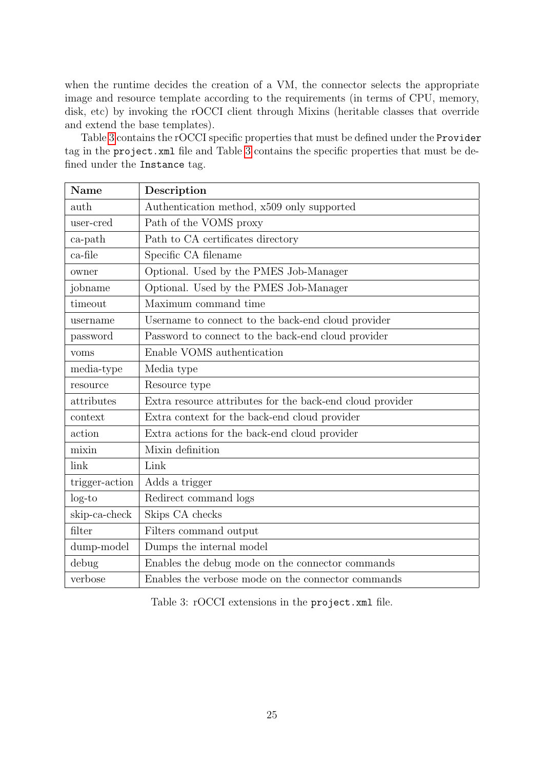when the runtime decides the creation of a VM, the connector selects the appropriate image and resource template according to the requirements (in terms of CPU, memory, disk, etc) by invoking the rOCCI client through Mixins (heritable classes that override and extend the base templates).

Table 3 contains the rOCCI specific properties that must be defined under the `Provider` tag in the `project.xml` file and Table 3 contains the specific properties that must be defined under the `Instance` tag.

| Name | Description |
|---|---|
| auth | Authentication method, x509 only supported |
| user-cred | Path of the VOMS proxy |
| ca-path | Path to CA certificates directory |
| ca-file | Specific CA filename |
| owner | Optional. Used by the PMES Job-Manager |
| jobname | Optional. Used by the PMES Job-Manager |
| timeout | Maximum command time |
| username | Username to connect to the back-end cloud provider |
| password | Password to connect to the back-end cloud provider |
| voms | Enable VOMS authentication |
| media-type | Media type |
| resource | Resource type |
| attributes | Extra resource attributes for the back-end cloud provider |
| context | Extra context for the back-end cloud provider |
| action | Extra actions for the back-end cloud provider |
| mixin | Mixin definition |
| link | Link |
| trigger-action | Adds a trigger |
| log-to | Redirect command logs |
| skip-ca-check | Skips CA checks |
| filter | Filters command output |
| dump-model | Dumps the internal model |
| debug | Enables the debug mode on the connector commands |
| verbose | Enables the verbose mode on the connector commands |

Table 3: rOCCI extensions in the `project.xml` file.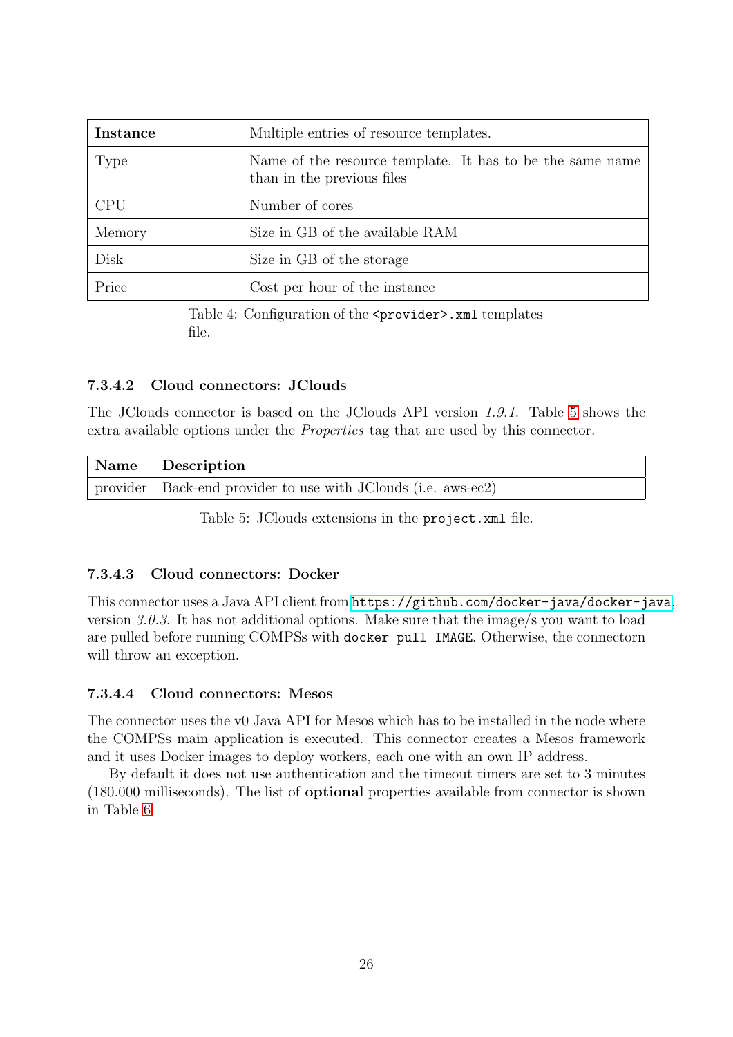| **Instance** | Multiple entries of resource templates. |
|---|---|
| Type | Name of the resource template. It has to be the same name than in the previous files |
| CPU | Number of cores |
| Memory | Size in GB of the available RAM |
| Disk | Size in GB of the storage |
| Price | Cost per hour of the instance |

Table 4: Configuration of the `<provider>.xml` templates file.

#### 7.3.4.2 Cloud connectors: JClouds

The JClouds connector is based on the JClouds API version *1.9.1*. Table 5 shows the extra available options under the *Properties* tag that are used by this connector.

| **Name** | **Description** |
|---|---|
| provider | Back-end provider to use with JClouds (i.e. aws-ec2) |

Table 5: JClouds extensions in the `project.xml` file.

#### 7.3.4.3 Cloud connectors: Docker

This connector uses a Java API client from `https://github.com/docker-java/docker-java`, version *3.0.3*. It has not additional options. Make sure that the image/s you want to load are pulled before running COMPSs with `docker pull IMAGE`. Otherwise, the connectorn will throw an exception.

#### 7.3.4.4 Cloud connectors: Mesos

The connector uses the v0 Java API for Mesos which has to be installed in the node where the COMPSs main application is executed. This connector creates a Mesos framework and it uses Docker images to deploy workers, each one with an own IP address.

By default it does not use authentication and the timeout timers are set to 3 minutes (180.000 milliseconds). The list of **optional** properties available from connector is shown in Table 6.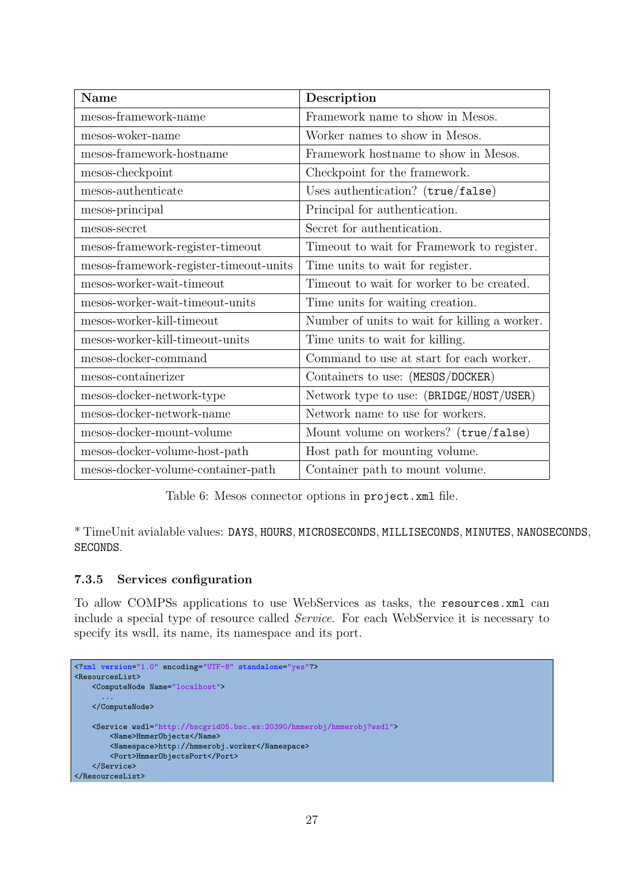| Name | Description |
|---|---|
| mesos-framework-name | Framework name to show in Mesos. |
| mesos-woker-name | Worker names to show in Mesos. |
| mesos-framework-hostname | Framework hostname to show in Mesos. |
| mesos-checkpoint | Checkpoint for the framework. |
| mesos-authenticate | Uses authentication? (`true`/`false`) |
| mesos-principal | Principal for authentication. |
| mesos-secret | Secret for authentication. |
| mesos-framework-register-timeout | Timeout to wait for Framework to register. |
| mesos-framework-register-timeout-units | Time units to wait for register. |
| mesos-worker-wait-timeout | Timeout to wait for worker to be created. |
| mesos-worker-wait-timeout-units | Time units for waiting creation. |
| mesos-worker-kill-timeout | Number of units to wait for killing a worker. |
| mesos-worker-kill-timeout-units | Time units to wait for killing. |
| mesos-docker-command | Command to use at start for each worker. |
| mesos-containerizer | Containers to use: (`MESOS`/`DOCKER`) |
| mesos-docker-network-type | Network type to use: (`BRIDGE`/`HOST`/`USER`) |
| mesos-docker-network-name | Network name to use for workers. |
| mesos-docker-mount-volume | Mount volume on workers? (`true`/`false`) |
| mesos-docker-volume-host-path | Host path for mounting volume. |
| mesos-docker-volume-container-path | Container path to mount volume. |

Table 6: Mesos connector options in `project.xml` file.

* TimeUnit avialable values: `DAYS`, `HOURS`, `MICROSECONDS`, `MILLISECONDS`, `MINUTES`, `NANOSECONDS`, `SECONDS`.

### 7.3.5 Services configuration

To allow COMPSs applications to use WebServices as tasks, the `resources.xml` can include a special type of resource called *Service*. For each WebService it is necessary to specify its wsdl, its name, its namespace and its port.

```
<?xml version="1.0" encoding="UTF-8" standalone="yes"?>
<ResourcesList>
    <ComputeNode Name="localhost">
      ...
    </ComputeNode>

    <Service wsdl="http://bscgrid05.bsc.es:20390/hmmerobj/hmmerobj?wsdl">
        <Name>HmmerObjects</Name>
        <Namespace>http://hmmerobj.worker</Namespace>
        <Port>HmmerObjectsPort</Port>
    </Service>
</ResourcesList>
```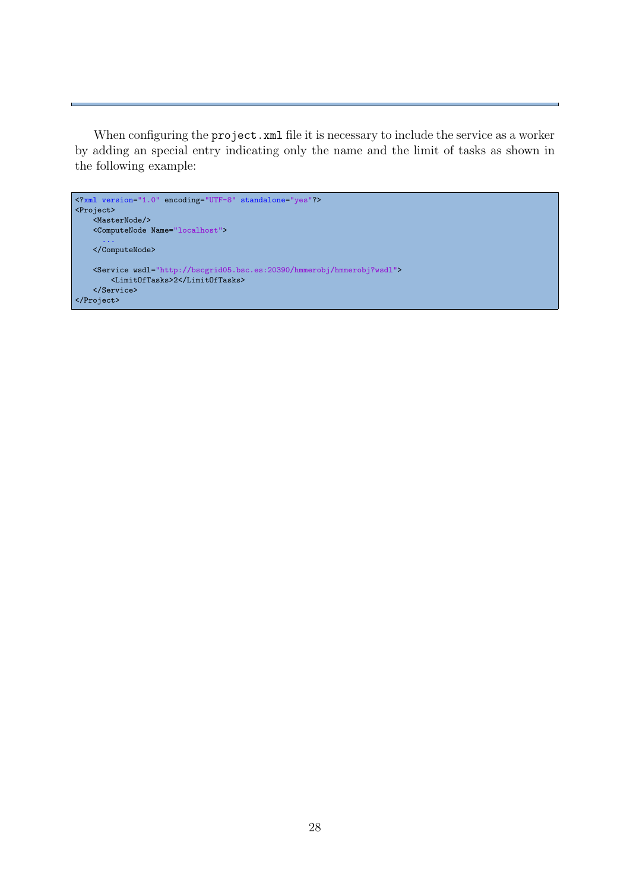When configuring the `project.xml` file it is necessary to include the service as a worker by adding an special entry indicating only the name and the limit of tasks as shown in the following example:

```
<?xml version="1.0" encoding="UTF-8" standalone="yes"?>
<Project>
    <MasterNode/>
    <ComputeNode Name="localhost">
      ...
    </ComputeNode>

    <Service wsdl="http://bscgrid05.bsc.es:20390/hmmerobj/hmmerobj?wsdl">
        <LimitOfTasks>2</LimitOfTasks>
    </Service>
</Project>
```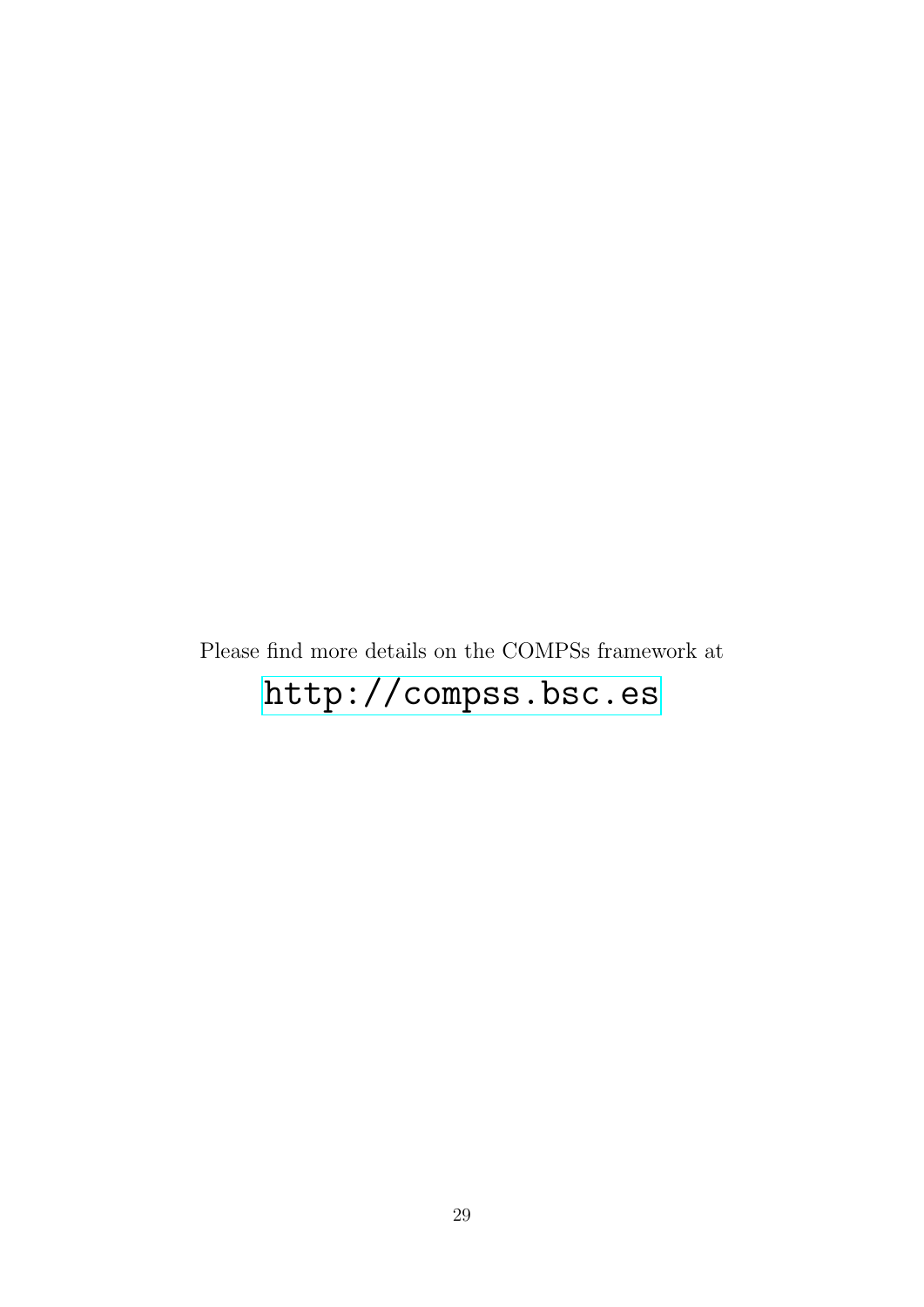Please find more details on the COMPSs framework at

http://compss.bsc.es